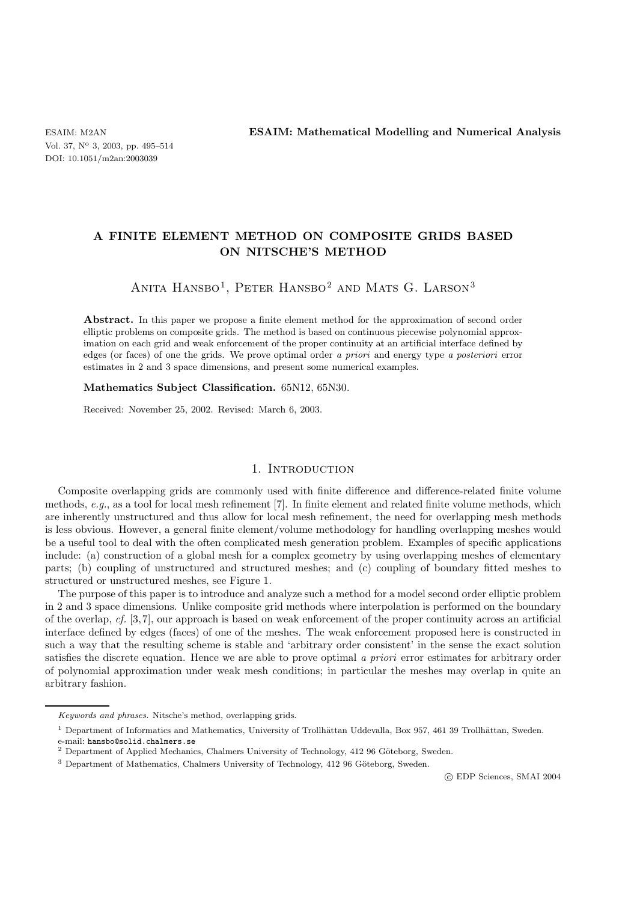# A FINITE ELEMENT METHOD ON COMPOSITE GRIDS BASED ON NITSCHE'S METHOD

Anita Hansbo[1], Peter Hansbo[2] and Mats G. Larson[3]

**Abstract.** In this paper we propose a finite element method for the approximation of second order elliptic problems on composite grids. The method is based on continuous piecewise polynomial approximation on each grid and weak enforcement of the proper continuity at an artificial interface defined by edges (or faces) of one the grids. We prove optimal order *a priori* and energy type *a posteriori* error estimates in 2 and 3 space dimensions, and present some numerical examples.

**Mathematics Subject Classification.** 65N12, 65N30.

Received: November 25, 2002. Revised: March 6, 2003.

## 1. Introduction

Composite overlapping grids are commonly used with finite difference and difference-related finite volume methods, *e.g.*, as a tool for local mesh refinement [7]. In finite element and related finite volume methods, which are inherently unstructured and thus allow for local mesh refinement, the need for overlapping mesh methods is less obvious. However, a general finite element/volume methodology for handling overlapping meshes would be a useful tool to deal with the often complicated mesh generation problem. Examples of specific applications include: (a) construction of a global mesh for a complex geometry by using overlapping meshes of elementary parts; (b) coupling of unstructured and structured meshes; and (c) coupling of boundary fitted meshes to structured or unstructured meshes, see Figure 1.

The purpose of this paper is to introduce and analyze such a method for a model second order elliptic problem in 2 and 3 space dimensions. Unlike composite grid methods where interpolation is performed on the boundary of the overlap, *cf.* [3, 7], our approach is based on weak enforcement of the proper continuity across an artificial interface defined by edges (faces) of one of the meshes. The weak enforcement proposed here is constructed in such a way that the resulting scheme is stable and 'arbitrary order consistent' in the sense the exact solution satisfies the discrete equation. Hence we are able to prove optimal *a priori* error estimates for arbitrary order of polynomial approximation under weak mesh conditions; in particular the meshes may overlap in quite an arbitrary fashion.

---

*Keywords and phrases.* Nitsche's method, overlapping grids.

[1] Department of Informatics and Mathematics, University of Trollhättan Uddevalla, Box 957, 461 39 Trollhättan, Sweden. e-mail: hansbo@solid.chalmers.se

[2] Department of Applied Mechanics, Chalmers University of Technology, 412 96 Göteborg, Sweden.

[3] Department of Mathematics, Chalmers University of Technology, 412 96 Göteborg, Sweden.

© EDP Sciences, SMAI 2004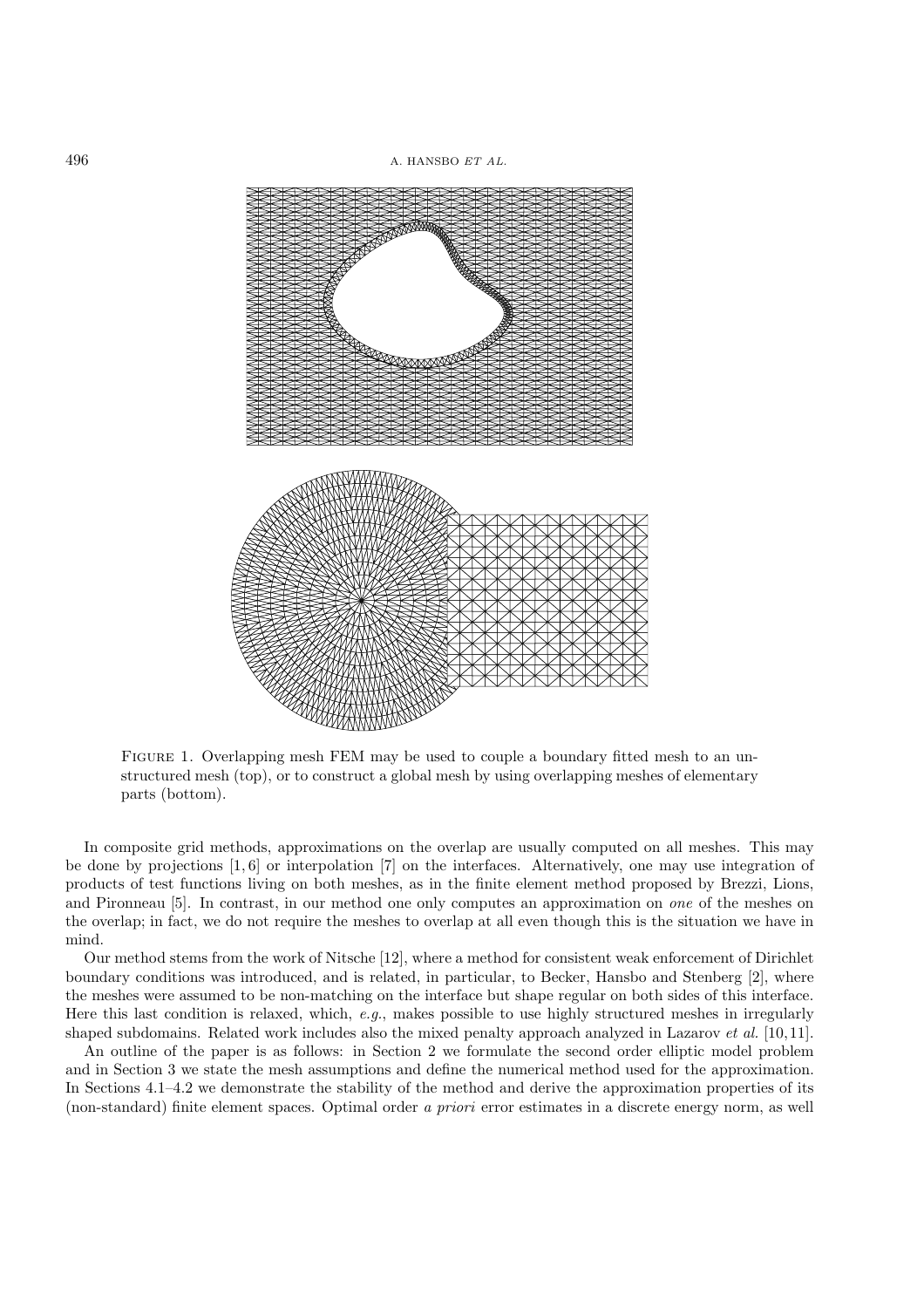FIGURE 1. Overlapping mesh FEM may be used to couple a boundary fitted mesh to an unstructured mesh (top), or to construct a global mesh by using overlapping meshes of elementary parts (bottom).

In composite grid methods, approximations on the overlap are usually computed on all meshes. This may be done by projections [1, 6] or interpolation [7] on the interfaces. Alternatively, one may use integration of products of test functions living on both meshes, as in the finite element method proposed by Brezzi, Lions, and Pironneau [5]. In contrast, in our method one only computes an approximation on *one* of the meshes on the overlap; in fact, we do not require the meshes to overlap at all even though this is the situation we have in mind.

Our method stems from the work of Nitsche [12], where a method for consistent weak enforcement of Dirichlet boundary conditions was introduced, and is related, in particular, to Becker, Hansbo and Stenberg [2], where the meshes were assumed to be non-matching on the interface but shape regular on both sides of this interface. Here this last condition is relaxed, which, *e.g.*, makes possible to use highly structured meshes in irregularly shaped subdomains. Related work includes also the mixed penalty approach analyzed in Lazarov *et al.* [10, 11].

An outline of the paper is as follows: in Section 2 we formulate the second order elliptic model problem and in Section 3 we state the mesh assumptions and define the numerical method used for the approximation. In Sections 4.1–4.2 we demonstrate the stability of the method and derive the approximation properties of its (non-standard) finite element spaces. Optimal order *a priori* error estimates in a discrete energy norm, as well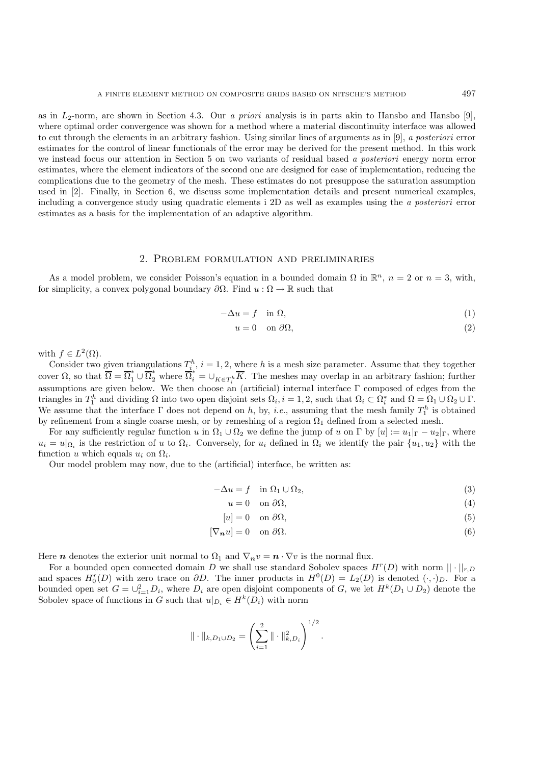as in $L_2$-norm, are shown in Section 4.3. Our *a priori* analysis is in parts akin to Hansbo and Hansbo [9], where optimal order convergence was shown for a method where a material discontinuity interface was allowed to cut through the elements in an arbitrary fashion. Using similar lines of arguments as in [9], *a posteriori* error estimates for the control of linear functionals of the error may be derived for the present method. In this work we instead focus our attention in Section 5 on two variants of residual based *a posteriori* energy norm error estimates, where the element indicators of the second one are designed for ease of implementation, reducing the complications due to the geometry of the mesh. These estimates do not presuppose the saturation assumption used in [2]. Finally, in Section 6, we discuss some implementation details and present numerical examples, including a convergence study using quadratic elements i 2D as well as examples using the *a posteriori* error estimates as a basis for the implementation of an adaptive algorithm.

## 2. Problem formulation and preliminaries

As a model problem, we consider Poisson's equation in a bounded domain $\Omega$ in $\mathbb{R}^n$, $n = 2$ or $n = 3$, with, for simplicity, a convex polygonal boundary $\partial\Omega$. Find $u : \Omega \to \mathbb{R}$ such that

$$-\Delta u = f \quad \text{in } \Omega, \tag{1}$$

$$u = 0 \quad \text{on } \partial\Omega, \tag{2}$$

with $f \in L^2(\Omega)$.

Consider two given triangulations $T_i^h$, $i = 1, 2$, where $h$ is a mesh size parameter. Assume that they together cover $\Omega$, so that $\overline{\Omega} = \overline{\Omega}_1^* \cup \overline{\Omega}_2^*$ where $\overline{\Omega}_i^* = \cup_{K \in T_i^h} \overline{K}$. The meshes may overlap in an arbitrary fashion; further assumptions are given below. We then choose an (artificial) internal interface $\Gamma$ composed of edges from the triangles in $T_1^h$ and dividing $\Omega$ into two open disjoint sets $\Omega_i, i = 1, 2$, such that $\Omega_i \subset \Omega_i^*$ and $\Omega = \Omega_1 \cup \Omega_2 \cup \Gamma$. We assume that the interface $\Gamma$ does not depend on $h$, by, *i.e.*, assuming that the mesh family $T_1^h$ is obtained by refinement from a single coarse mesh, or by remeshing of a region $\Omega_1$ defined from a selected mesh.

For any sufficiently regular function $u$ in $\Omega_1 \cup \Omega_2$ we define the jump of $u$ on $\Gamma$ by $[u] := u_1|_\Gamma - u_2|_\Gamma$, where $u_i = u|_{\Omega_i}$ is the restriction of $u$ to $\Omega_i$. Conversely, for $u_i$ defined in $\Omega_i$ we identify the pair $\{u_1, u_2\}$ with the function $u$ which equals $u_i$ on $\Omega_i$.

Our model problem may now, due to the (artificial) interface, be written as:

$$-\Delta u = f \quad \text{in } \Omega_1 \cup \Omega_2, \tag{3}$$

$$u = 0 \quad \text{on } \partial\Omega, \tag{4}$$

$$[u] = 0 \quad \text{on } \partial\Omega, \tag{5}$$

$$[\nabla_{\boldsymbol{n}} u] = 0 \quad \text{on } \partial\Omega. \tag{6}$$

Here $\boldsymbol{n}$ denotes the exterior unit normal to $\Omega_1$ and $\nabla_{\boldsymbol{n}} v = \boldsymbol{n} \cdot \nabla v$ is the normal flux.

For a bounded open connected domain $D$ we shall use standard Sobolev spaces $H^r(D)$ with norm $|| \cdot ||_{r,D}$ and spaces $H_0^r(D)$ with zero trace on $\partial D$. The inner products in $H^0(D) = L_2(D)$ is denoted $(\cdot, \cdot)_D$. For a bounded open set $G = \cup_{i=1}^2 D_i$, where $D_i$ are open disjoint components of $G$, we let $H^k(D_1 \cup D_2)$ denote the Sobolev space of functions in $G$ such that $u|_{D_i} \in H^k(D_i)$ with norm

$$\| \cdot \|_{k, D_1 \cup D_2} = \left( \sum_{i=1}^{2} \| \cdot \|_{k, D_i}^2 \right)^{1/2}.$$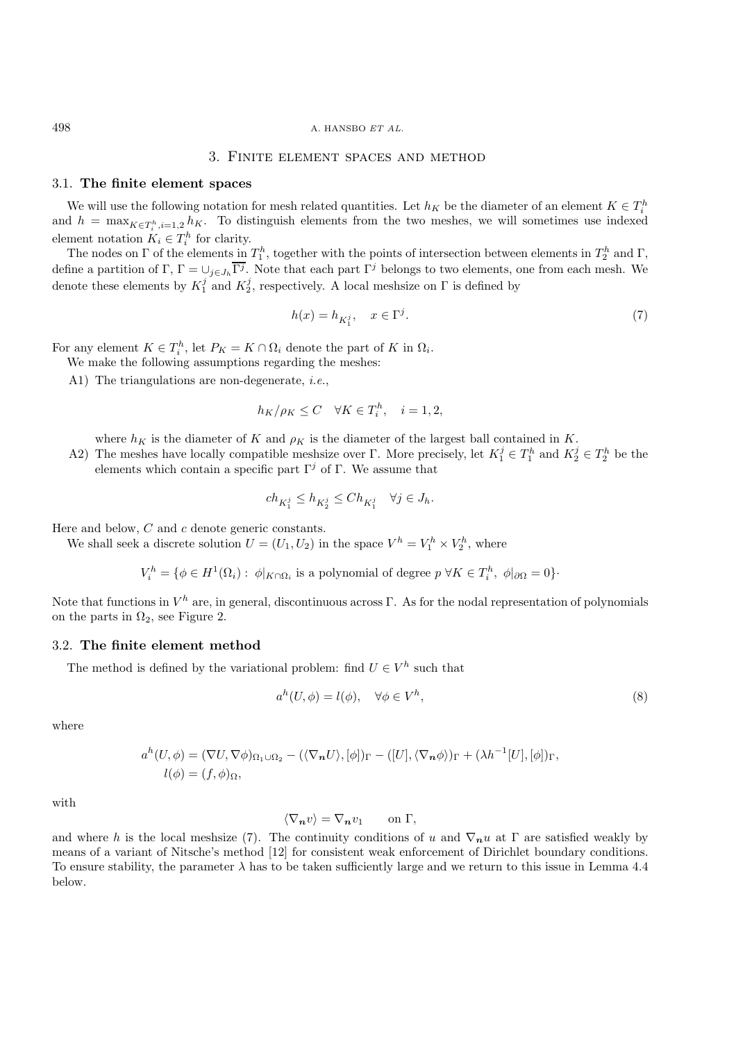## 3. Finite element spaces and method

### 3.1. The finite element spaces

We will use the following notation for mesh related quantities. Let $h_K$ be the diameter of an element $K \in T_i^h$ and $h = \max_{K \in T_i^h, i=1,2} h_K$. To distinguish elements from the two meshes, we will sometimes use indexed element notation $K_i \in T_i^h$ for clarity.

The nodes on $\Gamma$ of the elements in $T_1^h$, together with the points of intersection between elements in $T_2^h$ and $\Gamma$, define a partition of $\Gamma$, $\Gamma = \cup_{j \in J_h} \overline{\Gamma^j}$. Note that each part $\Gamma^j$ belongs to two elements, one from each mesh. We denote these elements by $K_1^j$ and $K_2^j$, respectively. A local meshsize on $\Gamma$ is defined by

$$h(x) = h_{K_1^j}, \quad x \in \Gamma^j. \tag{7}$$

For any element $K \in T_i^h$, let $P_K = K \cap \Omega_i$ denote the part of $K$ in $\Omega_i$.

We make the following assumptions regarding the meshes:

A1) The triangulations are non-degenerate, *i.e.*,

$$h_K/\rho_K \leq C \quad \forall K \in T_i^h, \quad i = 1, 2,$$

where $h_K$ is the diameter of $K$ and $\rho_K$ is the diameter of the largest ball contained in $K$.

A2) The meshes have locally compatible meshsize over $\Gamma$. More precisely, let $K_1^j \in T_1^h$ and $K_2^j \in T_2^h$ be the elements which contain a specific part $\Gamma^j$ of $\Gamma$. We assume that

$$c h_{K_1^j} \leq h_{K_2^j} \leq C h_{K_1^j} \quad \forall j \in J_h.$$

Here and below, $C$ and $c$ denote generic constants.

We shall seek a discrete solution $U = (U_1, U_2)$ in the space $V^h = V_1^h \times V_2^h$, where

$$V_i^h = \{\phi \in H^1(\Omega_i) : \ \phi|_{K \cap \Omega_i} \text{ is a polynomial of degree } p \ \forall K \in T_i^h, \ \phi|_{\partial\Omega} = 0\}\cdot$$

Note that functions in $V^h$ are, in general, discontinuous across $\Gamma$. As for the nodal representation of polynomials on the parts in $\Omega_2$, see Figure 2.

### 3.2. The finite element method

The method is defined by the variational problem: find $U \in V^h$ such that

$$a^h(U, \phi) = l(\phi), \quad \forall \phi \in V^h, \tag{8}$$

where

$$\begin{aligned} a^h(U, \phi) &= (\nabla U, \nabla \phi)_{\Omega_1 \cup \Omega_2} - (\langle \nabla_{\boldsymbol{n}} U \rangle, [\phi])_\Gamma - ([U], \langle \nabla_{\boldsymbol{n}} \phi \rangle)_\Gamma + (\lambda h^{-1}[U], [\phi])_\Gamma, \\ l(\phi) &= (f, \phi)_\Omega, \end{aligned}$$

with

$$\langle \nabla_{\boldsymbol{n}} v \rangle = \nabla_{\boldsymbol{n}} v_1 \qquad \text{on } \Gamma,$$

and where $h$ is the local meshsize (7). The continuity conditions of $u$ and $\nabla_{\boldsymbol{n}} u$ at $\Gamma$ are satisfied weakly by means of a variant of Nitsche's method [12] for consistent weak enforcement of Dirichlet boundary conditions. To ensure stability, the parameter $\lambda$ has to be taken sufficiently large and we return to this issue in Lemma 4.4 below.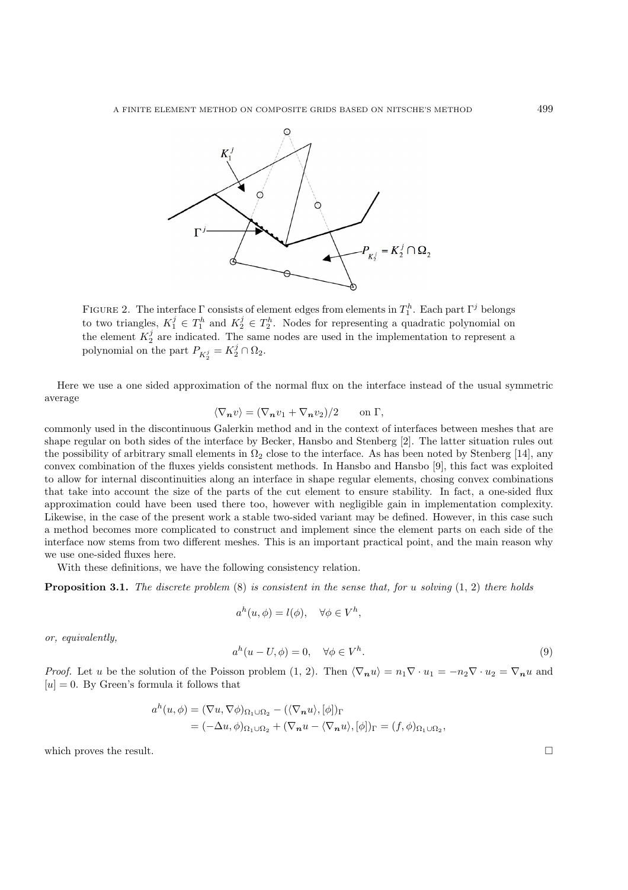FIGURE 2. The interface $\Gamma$ consists of element edges from elements in $T_1^h$. Each part $\Gamma^j$ belongs to two triangles, $K_1^j \in T_1^h$ and $K_2^j \in T_2^h$. Nodes for representing a quadratic polynomial on the element $K_2^j$ are indicated. The same nodes are used in the implementation to represent a polynomial on the part $P_{K_2^j} = K_2^j \cap \Omega_2$.

Here we use a one sided approximation of the normal flux on the interface instead of the usual symmetric average

$$\langle \nabla_{\boldsymbol{n}} v \rangle = (\nabla_{\boldsymbol{n}} v_1 + \nabla_{\boldsymbol{n}} v_2)/2 \qquad \text{on } \Gamma,$$

commonly used in the discontinuous Galerkin method and in the context of interfaces between meshes that are shape regular on both sides of the interface by Becker, Hansbo and Stenberg [2]. The latter situation rules out the possibility of arbitrary small elements in $\Omega_2$ close to the interface. As has been noted by Stenberg [14], any convex combination of the fluxes yields consistent methods. In Hansbo and Hansbo [9], this fact was exploited to allow for internal discontinuities along an interface in shape regular elements, chosing convex combinations that take into account the size of the parts of the cut element to ensure stability. In fact, a one-sided flux approximation could have been used there too, however with negligible gain in implementation complexity. Likewise, in the case of the present work a stable two-sided variant may be defined. However, in this case such a method becomes more complicated to construct and implement since the element parts on each side of the interface now stems from two different meshes. This is an important practical point, and the main reason why we use one-sided fluxes here.

With these definitions, we have the following consistency relation.

**Proposition 3.1.** *The discrete problem* (8) *is consistent in the sense that, for $u$ solving* (1, 2) *there holds*

$$a^h(u, \phi) = l(\phi), \quad \forall \phi \in V^h,$$

*or, equivalently,*

$$a^h(u - U, \phi) = 0, \quad \forall \phi \in V^h. \tag{9}$$

*Proof.* Let $u$ be the solution of the Poisson problem (1, 2). Then $\langle \nabla_{\boldsymbol{n}} u \rangle = n_1 \nabla \cdot u_1 = -n_2 \nabla \cdot u_2 = \nabla_{\boldsymbol{n}} u$ and $[u] = 0$. By Green's formula it follows that

$$\begin{aligned} a^h(u, \phi) &= (\nabla u, \nabla \phi)_{\Omega_1 \cup \Omega_2} - (\langle \nabla_{\boldsymbol{n}} u \rangle, [\phi])_\Gamma \\ &= (-\Delta u, \phi)_{\Omega_1 \cup \Omega_2} + (\nabla_{\boldsymbol{n}} u - \langle \nabla_{\boldsymbol{n}} u \rangle, [\phi])_\Gamma = (f, \phi)_{\Omega_1 \cup \Omega_2}, \end{aligned}$$

which proves the result. □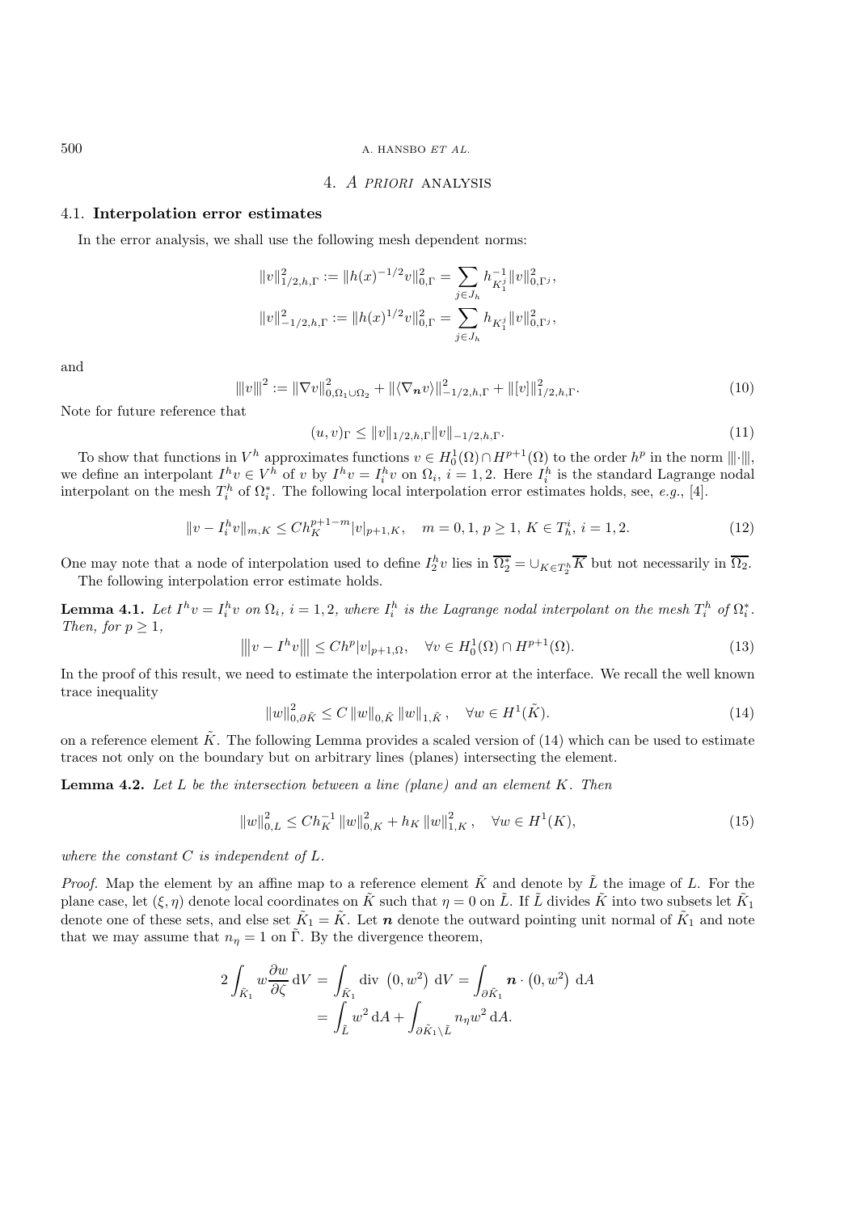## 4. *A priori* analysis

### 4.1. Interpolation error estimates

In the error analysis, we shall use the following mesh dependent norms:

$$\|v\|_{1/2,h,\Gamma}^2 := \|h(x)^{-1/2}v\|_{0,\Gamma}^2 = \sum_{j\in J_h} h_{K_1^j}^{-1}\|v\|_{0,\Gamma^j}^2,$$

$$\|v\|_{-1/2,h,\Gamma}^2 := \|h(x)^{1/2}v\|_{0,\Gamma}^2 = \sum_{j\in J_h} h_{K_1^j}\|v\|_{0,\Gamma^j}^2,$$

and

$$|\!|\!|v|\!|\!|^2 := \|\nabla v\|_{0,\Omega_1\cup\Omega_2}^2 + \|\langle\nabla_{\boldsymbol{n}} v\rangle\|_{-1/2,h,\Gamma}^2 + \|[v]\|_{1/2,h,\Gamma}^2. \tag{10}$$

Note for future reference that

$$(u,v)_\Gamma \leq \|v\|_{1/2,h,\Gamma}\|v\|_{-1/2,h,\Gamma}. \tag{11}$$

To show that functions in $V^h$ approximates functions $v \in H_0^1(\Omega)\cap H^{p+1}(\Omega)$ to the order $h^p$ in the norm $|\!|\!|\cdot|\!|\!|$, we define an interpolant $I^hv \in V^h$ of $v$ by $I^hv = I_i^hv$ on $\Omega_i$, $i = 1, 2$. Here $I_i^h$ is the standard Lagrange nodal interpolant on the mesh $T_i^h$ of $\Omega_i^*$. The following local interpolation error estimates holds, see, *e.g.*, [4].

$$\|v - I_i^hv\|_{m,K} \leq Ch_K^{p+1-m}|v|_{p+1,K}, \quad m = 0, 1,\ p \geq 1,\ K \in T_h^i,\ i = 1, 2. \tag{12}$$

One may note that a node of interpolation used to define $I_2^hv$ lies in $\overline{\Omega_2^*} = \cup_{K\in T_2^h}\overline{K}$ but not necessarily in $\overline{\Omega_2}$.

The following interpolation error estimate holds.

**Lemma 4.1.** *Let $I^hv = I_i^hv$ on $\Omega_i$, $i = 1, 2$, where $I_i^h$ is the Lagrange nodal interpolant on the mesh $T_i^h$ of $\Omega_i^*$. Then, for $p \geq 1$,*

$$|\!|\!|v - I^hv|\!|\!| \leq Ch^p|v|_{p+1,\Omega}, \quad \forall v \in H_0^1(\Omega)\cap H^{p+1}(\Omega). \tag{13}$$

In the proof of this result, we need to estimate the interpolation error at the interface. We recall the well known trace inequality

$$\|w\|_{0,\partial\tilde{K}}^2 \leq C\,\|w\|_{0,\tilde{K}}\,\|w\|_{1,\tilde{K}}\,, \quad \forall w \in H^1(\tilde{K}). \tag{14}$$

on a reference element $\tilde{K}$. The following Lemma provides a scaled version of (14) which can be used to estimate traces not only on the boundary but on arbitrary lines (planes) intersecting the element.

**Lemma 4.2.** *Let $L$ be the intersection between a line (plane) and an element $K$. Then*

$$\|w\|_{0,L}^2 \leq Ch_K^{-1}\,\|w\|_{0,K}^2 + h_K\,\|w\|_{1,K}^2\,, \quad \forall w \in H^1(K), \tag{15}$$

*where the constant $C$ is independent of $L$.*

*Proof.* Map the element by an affine map to a reference element $\tilde{K}$ and denote by $\tilde{L}$ the image of $L$. For the plane case, let $(\xi,\eta)$ denote local coordinates on $\tilde{K}$ such that $\eta = 0$ on $\tilde{L}$. If $\tilde{L}$ divides $\tilde{K}$ into two subsets let $\tilde{K}_1$ denote one of these sets, and else set $\tilde{K}_1 = \tilde{K}$. Let $\boldsymbol{n}$ denote the outward pointing unit normal of $\tilde{K}_1$ and note that we may assume that $n_\eta = 1$ on $\tilde{\Gamma}$. By the divergence theorem,

$$\begin{aligned}
2\int_{\tilde{K}_1} w\frac{\partial w}{\partial\zeta}\,\mathrm{d}V &= \int_{\tilde{K}_1} \mathrm{div}\,\left(0, w^2\right)\,\mathrm{d}V = \int_{\partial\tilde{K}_1} \boldsymbol{n}\cdot\left(0, w^2\right)\,\mathrm{d}A \\
&= \int_{\tilde{L}} w^2\,\mathrm{d}A + \int_{\partial\tilde{K}_1\setminus\tilde{L}} n_\eta w^2\,\mathrm{d}A.
\end{aligned}$$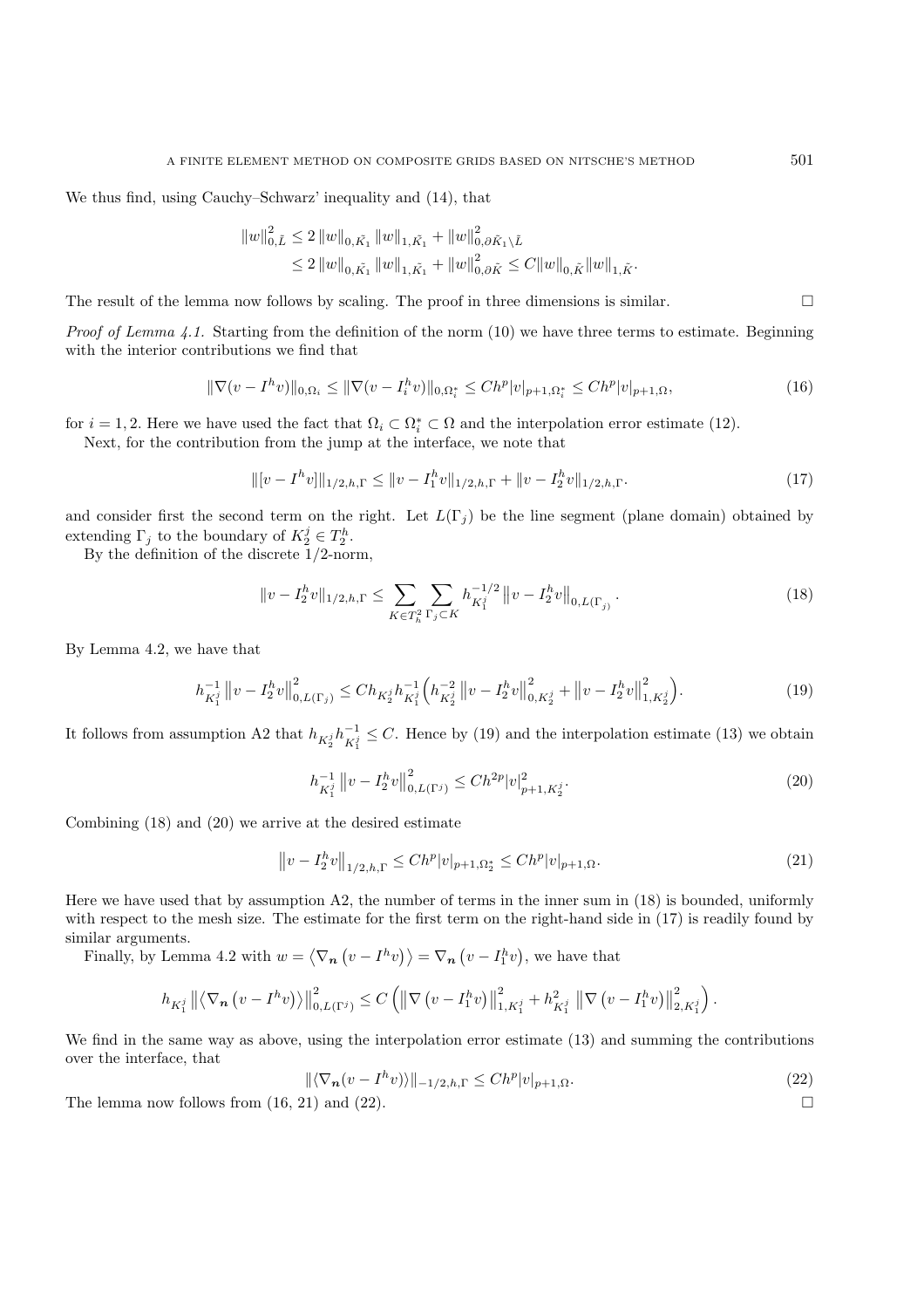We thus find, using Cauchy–Schwarz' inequality and (14), that

$$
\begin{aligned}
\|w\|_{0,\tilde{L}}^2 &\leq 2\,\|w\|_{0,\tilde{K}_1}\,\|w\|_{1,\tilde{K}_1} + \|w\|_{0,\partial\tilde{K}_1\setminus\tilde{L}}^2 \\
&\leq 2\,\|w\|_{0,\tilde{K}_1}\,\|w\|_{1,\tilde{K}_1} + \|w\|_{0,\partial\tilde{K}}^2 \leq C\|w\|_{0,\tilde{K}}\|w\|_{1,\tilde{K}}.
\end{aligned}
$$

The result of the lemma now follows by scaling. The proof in three dimensions is similar. $\square$

*Proof of Lemma 4.1.* Starting from the definition of the norm (10) we have three terms to estimate. Beginning with the interior contributions we find that

$$
\|\nabla(v - I^h v)\|_{0,\Omega_i} \leq \|\nabla(v - I_i^h v)\|_{0,\Omega_i^*} \leq Ch^p|v|_{p+1,\Omega_i^*} \leq Ch^p|v|_{p+1,\Omega}, \tag{16}
$$

for $i = 1, 2$. Here we have used the fact that $\Omega_i \subset \Omega_i^* \subset \Omega$ and the interpolation error estimate (12).

Next, for the contribution from the jump at the interface, we note that

$$
\|[v - I^h v]\|_{1/2,h,\Gamma} \leq \|v - I_1^h v\|_{1/2,h,\Gamma} + \|v - I_2^h v\|_{1/2,h,\Gamma}. \tag{17}
$$

and consider first the second term on the right. Let $L(\Gamma_j)$ be the line segment (plane domain) obtained by extending $\Gamma_j$ to the boundary of $K_2^j \in T_2^h$.

By the definition of the discrete 1/2-norm,

$$
\|v - I_2^h v\|_{1/2,h,\Gamma} \leq \sum_{K\in T_h^2}\sum_{\Gamma_j\subset K} h_{K_1^j}^{-1/2}\left\|v - I_2^h v\right\|_{0,L(\Gamma_j)}. \tag{18}
$$

By Lemma 4.2, we have that

$$
h_{K_1^j}^{-1}\left\|v - I_2^h v\right\|_{0,L(\Gamma_j)}^2 \leq Ch_{K_2^j}h_{K_1^j}^{-1}\Big(h_{K_2^j}^{-2}\left\|v - I_2^h v\right\|_{0,K_2^j}^2 + \left\|v - I_2^h v\right\|_{1,K_2^j}^2\Big). \tag{19}
$$

It follows from assumption A2 that $h_{K_2^j}h_{K_1^j}^{-1} \leq C$. Hence by (19) and the interpolation estimate (13) we obtain

$$
h_{K_1^j}^{-1}\left\|v - I_2^h v\right\|_{0,L(\Gamma^j)}^2 \leq Ch^{2p}|v|_{p+1,K_2^j}^2. \tag{20}
$$

Combining (18) and (20) we arrive at the desired estimate

$$
\left\|v - I_2^h v\right\|_{1/2,h,\Gamma} \leq Ch^p|v|_{p+1,\Omega_2^*} \leq Ch^p|v|_{p+1,\Omega}. \tag{21}
$$

Here we have used that by assumption A2, the number of terms in the inner sum in (18) is bounded, uniformly with respect to the mesh size. The estimate for the first term on the right-hand side in (17) is readily found by similar arguments.

Finally, by Lemma 4.2 with $w = \left\langle\nabla_{\boldsymbol{n}}\left(v - I^h v\right)\right\rangle = \nabla_{\boldsymbol{n}}\left(v - I_1^h v\right)$, we have that

$$
h_{K_1^j}\left\|\left\langle\nabla_{\boldsymbol{n}}\left(v - I^h v\right)\right\rangle\right\|_{0,L(\Gamma^j)}^2 \leq C\left(\left\|\nabla\left(v - I_1^h v\right)\right\|_{1,K_1^j}^2 + h_{K_1^j}^2\left\|\nabla\left(v - I_1^h v\right)\right\|_{2,K_1^j}^2\right).
$$

We find in the same way as above, using the interpolation error estimate (13) and summing the contributions over the interface, that

$$
\|\langle\nabla_{\boldsymbol{n}}(v - I^h v)\rangle\|_{-1/2,h,\Gamma} \leq Ch^p|v|_{p+1,\Omega}. \tag{22}
$$

The lemma now follows from (16, 21) and (22). $\square$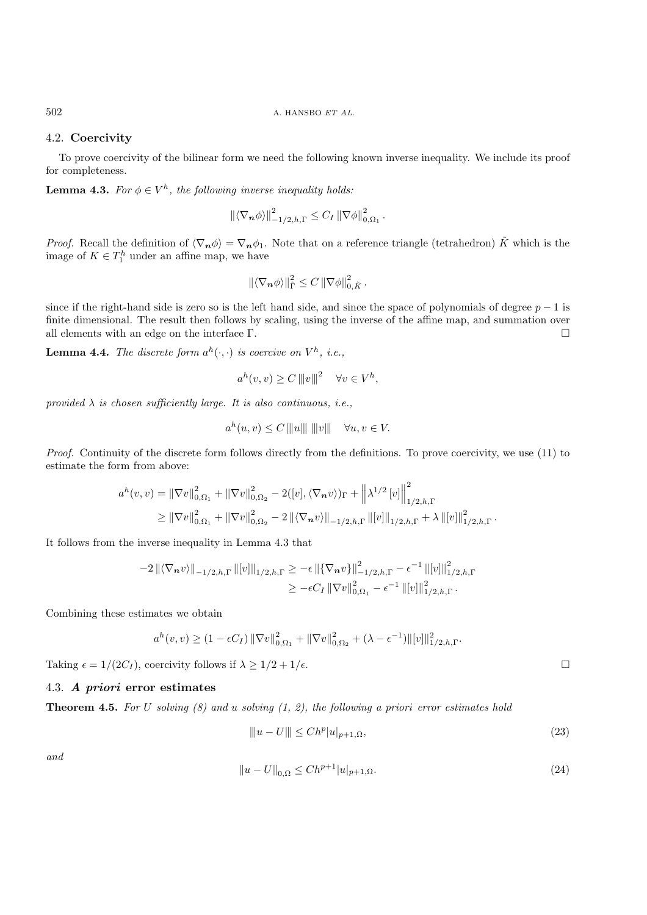### 4.2. **Coercivity**

To prove coercivity of the bilinear form we need the following known inverse inequality. We include its proof for completeness.

**Lemma 4.3.** *For $\phi \in V^h$, the following inverse inequality holds:*

$$\|\langle \nabla_{\boldsymbol{n}} \phi \rangle\|_{-1/2,h,\Gamma}^2 \leq C_I \|\nabla \phi\|_{0,\Omega_1}^2 .$$

*Proof.* Recall the definition of $\langle \nabla_{\boldsymbol{n}} \phi \rangle = \nabla_{\boldsymbol{n}} \phi_1$. Note that on a reference triangle (tetrahedron) $\tilde{K}$ which is the image of $K \in T_1^h$ under an affine map, we have

$$\|\langle \nabla_{\boldsymbol{n}} \phi \rangle\|_{\tilde{\Gamma}}^2 \leq C \|\nabla \phi\|_{0,\tilde{K}}^2 .$$

since if the right-hand side is zero so is the left hand side, and since the space of polynomials of degree $p-1$ is finite dimensional. The result then follows by scaling, using the inverse of the affine map, and summation over all elements with an edge on the interface $\Gamma$. $\square$

**Lemma 4.4.** *The discrete form $a^h(\cdot,\cdot)$ is coercive on $V^h$, i.e.,*

$$a^h(v,v) \geq C \, |||v|||^2 \quad \forall v \in V^h,$$

*provided $\lambda$ is chosen sufficiently large. It is also continuous, i.e.,*

$$a^h(u,v) \leq C \, |||u||| \; |||v||| \quad \forall u, v \in V.$$

*Proof.* Continuity of the discrete form follows directly from the definitions. To prove coercivity, we use (11) to estimate the form from above:

$$\begin{aligned} a^h(v,v) &= \|\nabla v\|_{0,\Omega_1}^2 + \|\nabla v\|_{0,\Omega_2}^2 - 2([v], \langle \nabla_{\boldsymbol{n}} v \rangle)_\Gamma + \left\| \lambda^{1/2} \, [v] \right\|_{1/2,h,\Gamma}^2 \\ &\geq \|\nabla v\|_{0,\Omega_1}^2 + \|\nabla v\|_{0,\Omega_2}^2 - 2 \, \|\langle \nabla_{\boldsymbol{n}} v \rangle\|_{-1/2,h,\Gamma} \, \|[v]\|_{1/2,h,\Gamma} + \lambda \, \|[v]\|_{1/2,h,\Gamma}^2 . \end{aligned}$$

It follows from the inverse inequality in Lemma 4.3 that

$$\begin{aligned} -2 \, \|\langle \nabla_{\boldsymbol{n}} v \rangle\|_{-1/2,h,\Gamma} \, \|[v]\|_{1/2,h,\Gamma} &\geq -\epsilon \, \|\{\nabla_{\boldsymbol{n}} v\}\|_{-1/2,h,\Gamma}^2 - \epsilon^{-1} \, \|[v]\|_{1/2,h,\Gamma}^2 \\ &\geq -\epsilon C_I \, \|\nabla v\|_{0,\Omega_1}^2 - \epsilon^{-1} \, \|[v]\|_{1/2,h,\Gamma}^2 . \end{aligned}$$

Combining these estimates we obtain

$$a^h(v,v) \geq (1 - \epsilon C_I) \, \|\nabla v\|_{0,\Omega_1}^2 + \|\nabla v\|_{0,\Omega_2}^2 + (\lambda - \epsilon^{-1}) \|[v]\|_{1/2,h,\Gamma}^2 .$$

Taking $\epsilon = 1/(2C_I)$, coercivity follows if $\lambda \geq 1/2 + 1/\epsilon$. $\square$

### 4.3. ***A priori* error estimates**

**Theorem 4.5.** *For $U$ solving (8) and $u$ solving (1, 2), the following a priori error estimates hold*

$$|||u - U||| \leq C h^p |u|_{p+1,\Omega}, \tag{23}$$

*and*

$$\|u - U\|_{0,\Omega} \leq C h^{p+1} |u|_{p+1,\Omega}. \tag{24}$$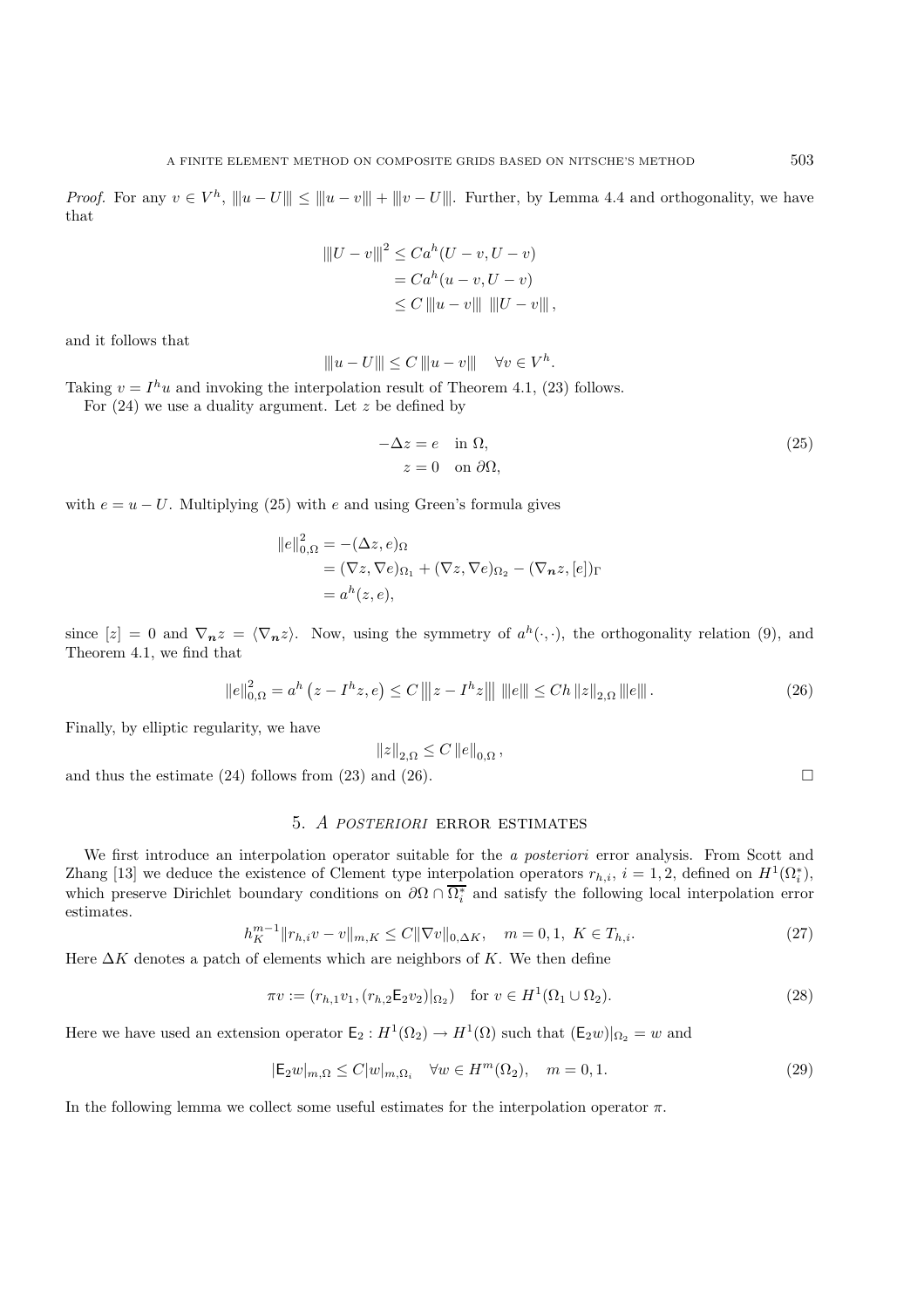*Proof.* For any $v \in V^h$, $|||u - U||| \leq |||u - v||| + |||v - U|||$. Further, by Lemma 4.4 and orthogonality, we have that

$$
\begin{aligned}
|||U - v|||^2 &\leq C a^h(U - v, U - v) \\
&= C a^h(u - v, U - v) \\
&\leq C\, |||u - v|||\ |||U - v|||\,,
\end{aligned}
$$

and it follows that

$$
|||u - U||| \leq C\, |||u - v||| \quad \forall v \in V^h.
$$

Taking $v = I^h u$ and invoking the interpolation result of Theorem 4.1, (23) follows.

For (24) we use a duality argument. Let $z$ be defined by

$$
\begin{aligned}
-\Delta z &= e \quad \text{in } \Omega, \\
z &= 0 \quad \text{on } \partial\Omega,
\end{aligned}
\tag{25}
$$

with $e = u - U$. Multiplying (25) with $e$ and using Green's formula gives

$$
\begin{aligned}
\|e\|_{0,\Omega}^2 &= -(\Delta z, e)_\Omega \\
&= (\nabla z, \nabla e)_{\Omega_1} + (\nabla z, \nabla e)_{\Omega_2} - (\nabla_{\boldsymbol{n}} z, [e])_\Gamma \\
&= a^h(z, e),
\end{aligned}
$$

since $[z] = 0$ and $\nabla_{\boldsymbol{n}} z = \langle \nabla_{\boldsymbol{n}} z \rangle$. Now, using the symmetry of $a^h(\cdot,\cdot)$, the orthogonality relation (9), and Theorem 4.1, we find that

$$
\|e\|_{0,\Omega}^2 = a^h\left(z - I^h z, e\right) \leq C \left|\left|\left| z - I^h z \right|\right|\right|\ |||e||| \leq Ch \, \|z\|_{2,\Omega} \, |||e|||\,. \tag{26}
$$

Finally, by elliptic regularity, we have

$$
\|z\|_{2,\Omega} \leq C \, \|e\|_{0,\Omega}\,,
$$

and thus the estimate (24) follows from (23) and (26). $\square$

## 5. *A posteriori* error estimates

We first introduce an interpolation operator suitable for the *a posteriori* error analysis. From Scott and Zhang [13] we deduce the existence of Clement type interpolation operators $r_{h,i}$, $i = 1, 2$, defined on $H^1(\Omega_i^*)$, which preserve Dirichlet boundary conditions on $\partial\Omega \cap \overline{\Omega_i^*}$ and satisfy the following local interpolation error estimates.

$$
h_K^{m-1} \|r_{h,i} v - v\|_{m,K} \leq C \|\nabla v\|_{0,\Delta K}, \quad m = 0, 1, \ K \in T_{h,i}. \tag{27}
$$

Here $\Delta K$ denotes a patch of elements which are neighbors of $K$. We then define

$$
\pi v := (r_{h,1} v_1, (r_{h,2} \mathsf{E}_2 v_2)|_{\Omega_2}) \quad \text{for } v \in H^1(\Omega_1 \cup \Omega_2). \tag{28}
$$

Here we have used an extension operator $\mathsf{E}_2 : H^1(\Omega_2) \to H^1(\Omega)$ such that $(\mathsf{E}_2 w)|_{\Omega_2} = w$ and

$$
|\mathsf{E}_2 w|_{m,\Omega} \leq C |w|_{m,\Omega_i} \quad \forall w \in H^m(\Omega_2), \quad m = 0, 1. \tag{29}
$$

In the following lemma we collect some useful estimates for the interpolation operator $\pi$.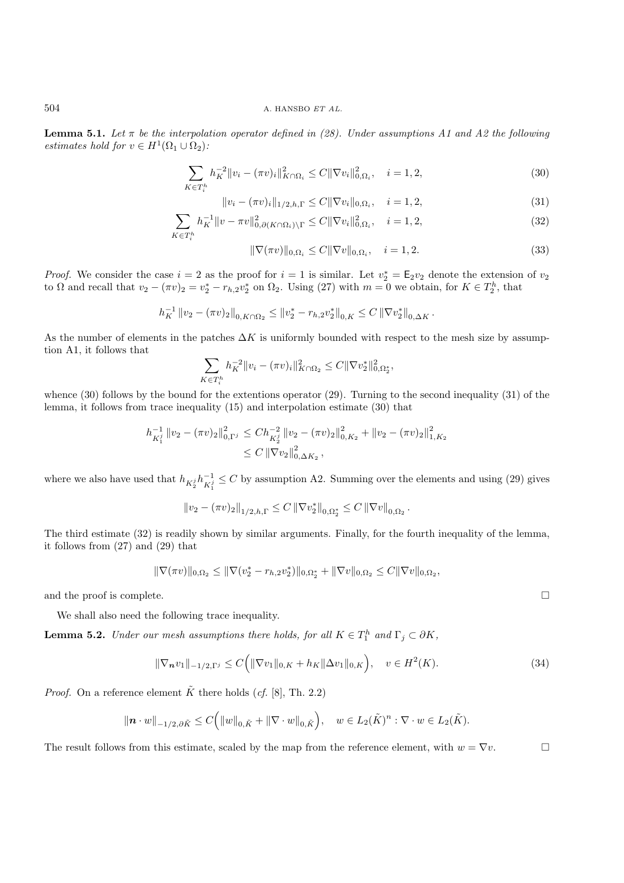**Lemma 5.1.** *Let $\pi$ be the interpolation operator defined in (28). Under assumptions A1 and A2 the following estimates hold for $v \in H^1(\Omega_1 \cup \Omega_2)$:*

$$\sum_{K \in T_i^h} h_K^{-2} \|v_i - (\pi v)_i\|^2_{K \cap \Omega_i} \leq C \|\nabla v_i\|^2_{0,\Omega_i}, \quad i = 1, 2, \tag{30}$$

$$\|v_i - (\pi v)_i\|_{1/2,h,\Gamma} \leq C \|\nabla v_i\|_{0,\Omega_i}, \quad i = 1, 2, \tag{31}$$

$$\sum_{K \in T_i^h} h_K^{-1} \|v - \pi v\|^2_{0,\partial(K \cap \Omega_i)\setminus\Gamma} \leq C \|\nabla v_i\|^2_{0,\Omega_i}, \quad i = 1, 2, \tag{32}$$

$$\|\nabla(\pi v)\|_{0,\Omega_i} \leq C \|\nabla v\|_{0,\Omega_i}, \quad i = 1, 2. \tag{33}$$

*Proof.* We consider the case $i = 2$ as the proof for $i = 1$ is similar. Let $v_2^* = \mathsf{E}_2 v_2$ denote the extension of $v_2$ to $\Omega$ and recall that $v_2 - (\pi v)_2 = v_2^* - r_{h,2} v_2^*$ on $\Omega_2$. Using (27) with $m = 0$ we obtain, for $K \in T_2^h$, that

$$h_K^{-1} \|v_2 - (\pi v)_2\|_{0,K \cap \Omega_2} \leq \|v_2^* - r_{h,2} v_2^*\|_{0,K} \leq C \|\nabla v_2^*\|_{0,\Delta K}.$$

As the number of elements in the patches $\Delta K$ is uniformly bounded with respect to the mesh size by assumption A1, it follows that

$$\sum_{K \in T_i^h} h_K^{-2} \|v_i - (\pi v)_i\|^2_{K \cap \Omega_2} \leq C \|\nabla v_2^*\|^2_{0,\Omega_2^*},$$

whence (30) follows by the bound for the extentions operator (29). Turning to the second inequality (31) of the lemma, it follows from trace inequality (15) and interpolation estimate (30) that

$$\begin{aligned} h_{K_1^j}^{-1} \|v_2 - (\pi v)_2\|^2_{0,\Gamma^j} &\leq C h_{K_2^j}^{-2} \|v_2 - (\pi v)_2\|^2_{0,K_2} + \|v_2 - (\pi v)_2\|^2_{1,K_2} \\ &\leq C \|\nabla v_2\|^2_{0,\Delta K_2}, \end{aligned}$$

where we also have used that $h_{K_2^j} h_{K_1^j}^{-1} \leq C$ by assumption A2. Summing over the elements and using (29) gives

$$\|v_2 - (\pi v)_2\|_{1/2,h,\Gamma} \leq C \|\nabla v_2^*\|_{0,\Omega_2^*} \leq C \|\nabla v\|_{0,\Omega_2}.$$

The third estimate (32) is readily shown by similar arguments. Finally, for the fourth inequality of the lemma, it follows from (27) and (29) that

$$\|\nabla(\pi v)\|_{0,\Omega_2} \leq \|\nabla(v_2^* - r_{h,2} v_2^*)\|_{0,\Omega_2^*} + \|\nabla v\|_{0,\Omega_2} \leq C \|\nabla v\|_{0,\Omega_2},$$

and the proof is complete. □

We shall also need the following trace inequality.

**Lemma 5.2.** *Under our mesh assumptions there holds, for all $K \in T_1^h$ and $\Gamma_j \subset \partial K$,*

$$\|\nabla_{\boldsymbol{n}} v_1\|_{-1/2,\Gamma^j} \leq C\Big(\|\nabla v_1\|_{0,K} + h_K \|\Delta v_1\|_{0,K}\Big), \quad v \in H^2(K). \tag{34}$$

*Proof.* On a reference element $\tilde{K}$ there holds (*cf.* [8], Th. 2.2)

$$\|\boldsymbol{n} \cdot w\|_{-1/2,\partial\tilde{K}} \leq C\Big(\|w\|_{0,\tilde{K}} + \|\nabla \cdot w\|_{0,\tilde{K}}\Big), \quad w \in L_2(\tilde{K})^n : \nabla \cdot w \in L_2(\tilde{K}).$$

The result follows from this estimate, scaled by the map from the reference element, with $w = \nabla v$. □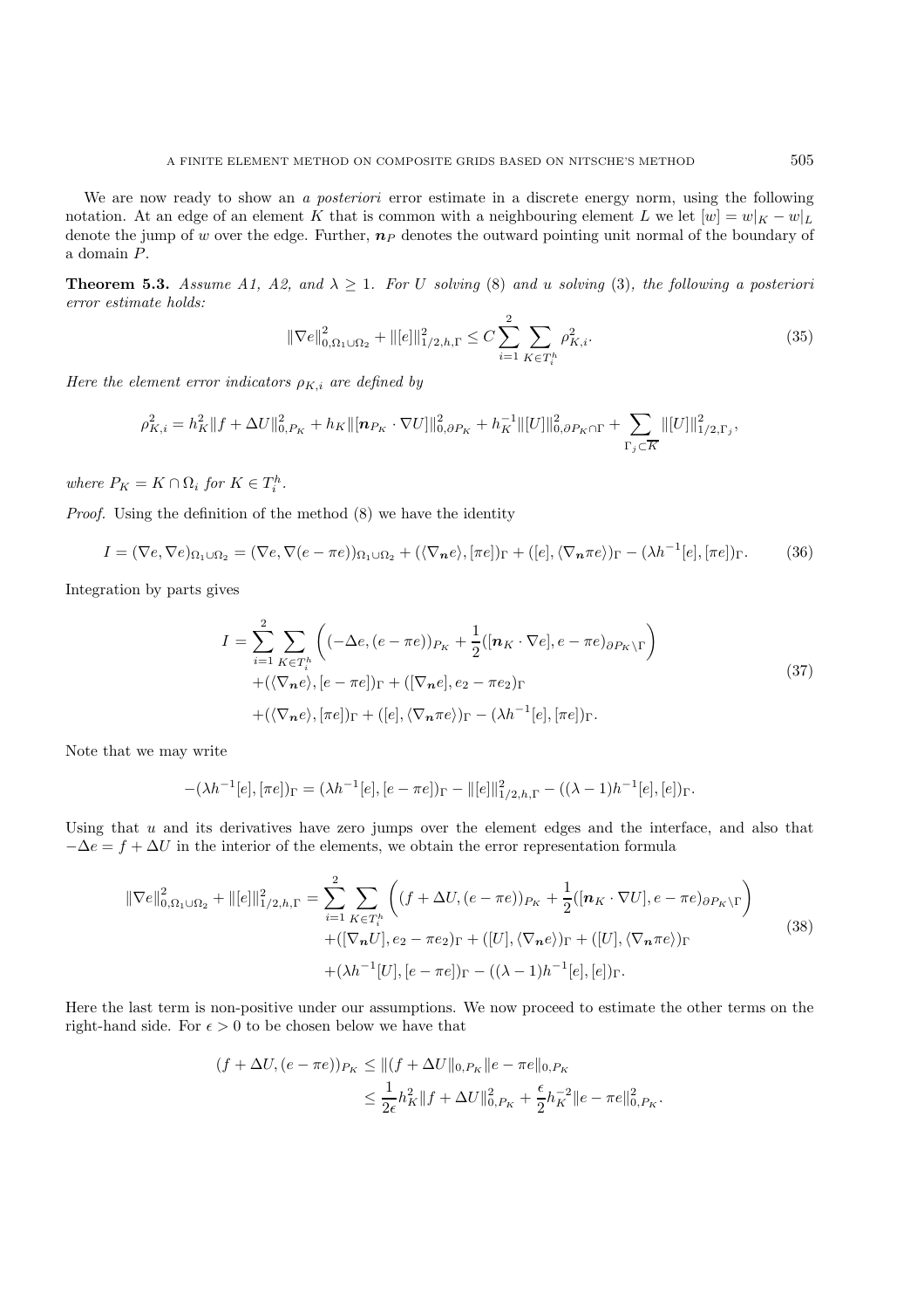We are now ready to show an *a posteriori* error estimate in a discrete energy norm, using the following notation. At an edge of an element $K$ that is common with a neighbouring element $L$ we let $[w] = w|_K - w|_L$ denote the jump of $w$ over the edge. Further, $\boldsymbol{n}_P$ denotes the outward pointing unit normal of the boundary of a domain $P$.

**Theorem 5.3.** *Assume A1, A2, and $\lambda \geq 1$. For $U$ solving* (8) *and $u$ solving* (3)*, the following a posteriori error estimate holds:*

$$\|\nabla e\|^2_{0,\Omega_1 \cup \Omega_2} + \|[e]\|^2_{1/2,h,\Gamma} \leq C \sum_{i=1}^{2} \sum_{K \in T_i^h} \rho^2_{K,i}. \tag{35}$$

*Here the element error indicators $\rho_{K,i}$ are defined by*

$$\rho^2_{K,i} = h_K^2 \|f + \Delta U\|^2_{0,P_K} + h_K \|[\boldsymbol{n}_{P_K} \cdot \nabla U]\|^2_{0,\partial P_K} + h_K^{-1} \|[U]\|^2_{0,\partial P_K \cap \Gamma} + \sum_{\Gamma_j \subset \overline{K}} \|[U]\|^2_{1/2,\Gamma_j},$$

*where $P_K = K \cap \Omega_i$ for $K \in T_i^h$.*

*Proof.* Using the definition of the method (8) we have the identity

$$I = (\nabla e, \nabla e)_{\Omega_1 \cup \Omega_2} = (\nabla e, \nabla(e - \pi e))_{\Omega_1 \cup \Omega_2} + (\langle \nabla_{\boldsymbol{n}} e \rangle, [\pi e])_\Gamma + ([e], \langle \nabla_{\boldsymbol{n}} \pi e \rangle)_\Gamma - (\lambda h^{-1}[e], [\pi e])_\Gamma. \tag{36}$$

Integration by parts gives

$$\begin{aligned} I = \sum_{i=1}^{2} \sum_{K \in T_i^h} &\left( (-\Delta e, (e - \pi e))_{P_K} + \frac{1}{2}([\boldsymbol{n}_K \cdot \nabla e], e - \pi e)_{\partial P_K \setminus \Gamma} \right) \\ &+ (\langle \nabla_{\boldsymbol{n}} e \rangle, [e - \pi e])_\Gamma + ([\nabla_{\boldsymbol{n}} e], e_2 - \pi e_2)_\Gamma \\ &+ (\langle \nabla_{\boldsymbol{n}} e \rangle, [\pi e])_\Gamma + ([e], \langle \nabla_{\boldsymbol{n}} \pi e \rangle)_\Gamma - (\lambda h^{-1}[e], [\pi e])_\Gamma. \end{aligned} \tag{37}$$

Note that we may write

$$-(\lambda h^{-1}[e], [\pi e])_\Gamma = (\lambda h^{-1}[e], [e - \pi e])_\Gamma - \|[e]\|^2_{1/2,h,\Gamma} - ((\lambda - 1) h^{-1}[e], [e])_\Gamma.$$

Using that $u$ and its derivatives have zero jumps over the element edges and the interface, and also that $-\Delta e = f + \Delta U$ in the interior of the elements, we obtain the error representation formula

$$\begin{aligned} \|\nabla e\|^2_{0,\Omega_1 \cup \Omega_2} + \|[e]\|^2_{1/2,h,\Gamma} = \sum_{i=1}^{2} \sum_{K \in T_i^h} &\left( (f + \Delta U, (e - \pi e))_{P_K} + \frac{1}{2}([\boldsymbol{n}_K \cdot \nabla U], e - \pi e)_{\partial P_K \setminus \Gamma} \right) \\ &+ ([\nabla_{\boldsymbol{n}} U], e_2 - \pi e_2)_\Gamma + ([U], \langle \nabla_{\boldsymbol{n}} e \rangle)_\Gamma + ([U], \langle \nabla_{\boldsymbol{n}} \pi e \rangle)_\Gamma \\ &+ (\lambda h^{-1}[U], [e - \pi e])_\Gamma - ((\lambda - 1) h^{-1}[e], [e])_\Gamma. \end{aligned} \tag{38}$$

Here the last term is non-positive under our assumptions. We now proceed to estimate the other terms on the right-hand side. For $\epsilon > 0$ to be chosen below we have that

$$\begin{aligned} (f + \Delta U, (e - \pi e))_{P_K} &\leq \|(f + \Delta U\|_{0,P_K} \|e - \pi e\|_{0,P_K} \\ &\leq \frac{1}{2\epsilon} h_K^2 \|f + \Delta U\|^2_{0,P_K} + \frac{\epsilon}{2} h_K^{-2} \|e - \pi e\|^2_{0,P_K}. \end{aligned}$$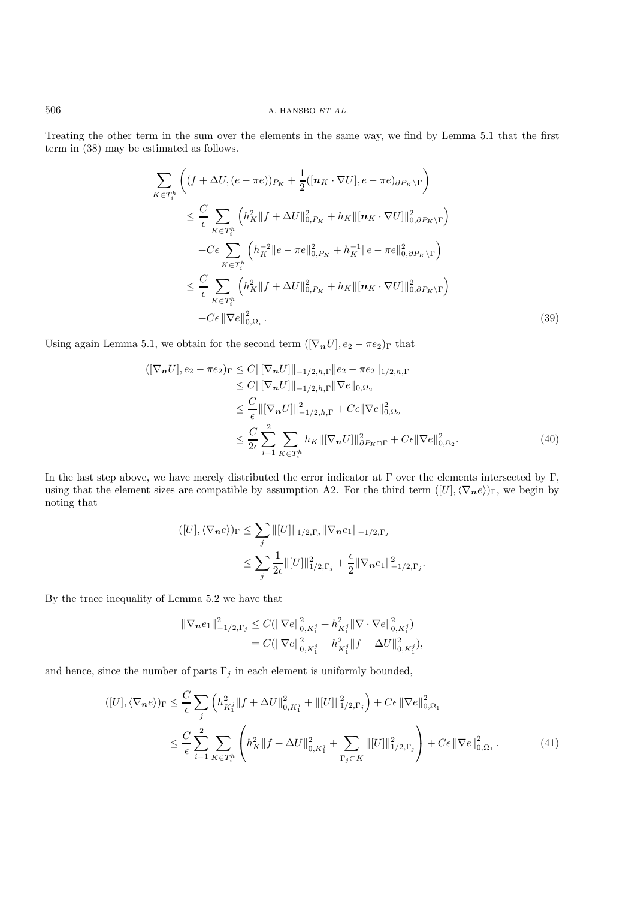Treating the other term in the sum over the elements in the same way, we find by Lemma 5.1 that the first term in (38) may be estimated as follows.

$$
\begin{aligned}
\sum_{K\in T_i^h} &\left( (f+\Delta U,(e-\pi e))_{P_K} + \frac{1}{2}([\boldsymbol{n}_K\cdot\nabla U], e-\pi e)_{\partial P_K\setminus\Gamma}\right) \\
&\le \frac{C}{\epsilon}\sum_{K\in T_i^h}\left( h_K^2\|f+\Delta U\|_{0,P_K}^2 + h_K\|[\boldsymbol{n}_K\cdot\nabla U]\|_{0,\partial P_K\setminus\Gamma}^2\right) \\
&\quad + C\epsilon \sum_{K\in T_i^h}\left( h_K^{-2}\|e-\pi e\|_{0,P_K}^2 + h_K^{-1}\|e-\pi e\|_{0,\partial P_K\setminus\Gamma}^2\right) \\
&\le \frac{C}{\epsilon}\sum_{K\in T_i^h}\left( h_K^2\|f+\Delta U\|_{0,P_K}^2 + h_K\|[\boldsymbol{n}_K\cdot\nabla U]\|_{0,\partial P_K\setminus\Gamma}^2\right) \\
&\quad + C\epsilon \left\|\nabla e\right\|_{0,\Omega_i}^2 . \qquad (39)
\end{aligned}
$$

Using again Lemma 5.1, we obtain for the second term $([\nabla_{\boldsymbol{n}}U], e_2 - \pi e_2)_\Gamma$ that

$$
\begin{aligned}
([\nabla_{\boldsymbol{n}}U], e_2-\pi e_2)_\Gamma &\le C\|[\nabla_{\boldsymbol{n}}U]\|_{-1/2,h,\Gamma}\|e_2-\pi e_2\|_{1/2,h,\Gamma} \\
&\le C\|[\nabla_{\boldsymbol{n}}U]\|_{-1/2,h,\Gamma}\|\nabla e\|_{0,\Omega_2} \\
&\le \frac{C}{\epsilon}\|[\nabla_{\boldsymbol{n}}U]\|_{-1/2,h,\Gamma}^2 + C\epsilon\|\nabla e\|_{0,\Omega_2}^2 \\
&\le \frac{C}{2\epsilon}\sum_{i=1}^{2}\sum_{K\in T_i^h} h_K\|[\nabla_{\boldsymbol{n}}U]\|_{\partial P_K\cap\Gamma}^2 + C\epsilon\|\nabla e\|_{0,\Omega_2}^2. \qquad (40)
\end{aligned}
$$

In the last step above, we have merely distributed the error indicator at $\Gamma$ over the elements intersected by $\Gamma$, using that the element sizes are compatible by assumption A2. For the third term $([U],\langle\nabla_{\boldsymbol{n}}e\rangle)_\Gamma$, we begin by noting that

$$
\begin{aligned}
([U],\langle\nabla_{\boldsymbol{n}}e\rangle)_\Gamma &\le \sum_j \|[U]\|_{1/2,\Gamma_j}\|\nabla_{\boldsymbol{n}}e_1\|_{-1/2,\Gamma_j} \\
&\le \sum_j \frac{1}{2\epsilon}\|[U]\|_{1/2,\Gamma_j}^2 + \frac{\epsilon}{2}\|\nabla_{\boldsymbol{n}}e_1\|_{-1/2,\Gamma_j}^2 .
\end{aligned}
$$

By the trace inequality of Lemma 5.2 we have that

$$
\begin{aligned}
\|\nabla_{\boldsymbol{n}}e_1\|_{-1/2,\Gamma_j}^2 &\le C(\|\nabla e\|_{0,K_1^j}^2 + h_{K_1^j}^2\|\nabla\cdot\nabla e\|_{0,K_1^j}^2) \\
&= C(\|\nabla e\|_{0,K_1^j}^2 + h_{K_1^j}^2\|f+\Delta U\|_{0,K_1^j}^2),
\end{aligned}
$$

and hence, since the number of parts $\Gamma_j$ in each element is uniformly bounded,

$$
\begin{aligned}
([U],\langle\nabla_{\boldsymbol{n}}e\rangle)_\Gamma &\le \frac{C}{\epsilon}\sum_j\left( h_{K_1^j}^2\|f+\Delta U\|_{0,K_1^j}^2 + \|[U]\|_{1/2,\Gamma_j}^2\right) + C\epsilon\left\|\nabla e\right\|_{0,\Omega_1}^2 \\
&\le \frac{C}{\epsilon}\sum_{i=1}^{2}\sum_{K\in T_i^h}\left( h_K^2\|f+\Delta U\|_{0,K_1^j}^2 + \sum_{\Gamma_j\subset\overline{K}}\|[U]\|_{1/2,\Gamma_j}^2\right) + C\epsilon\left\|\nabla e\right\|_{0,\Omega_1}^2 . \qquad (41)
\end{aligned}
$$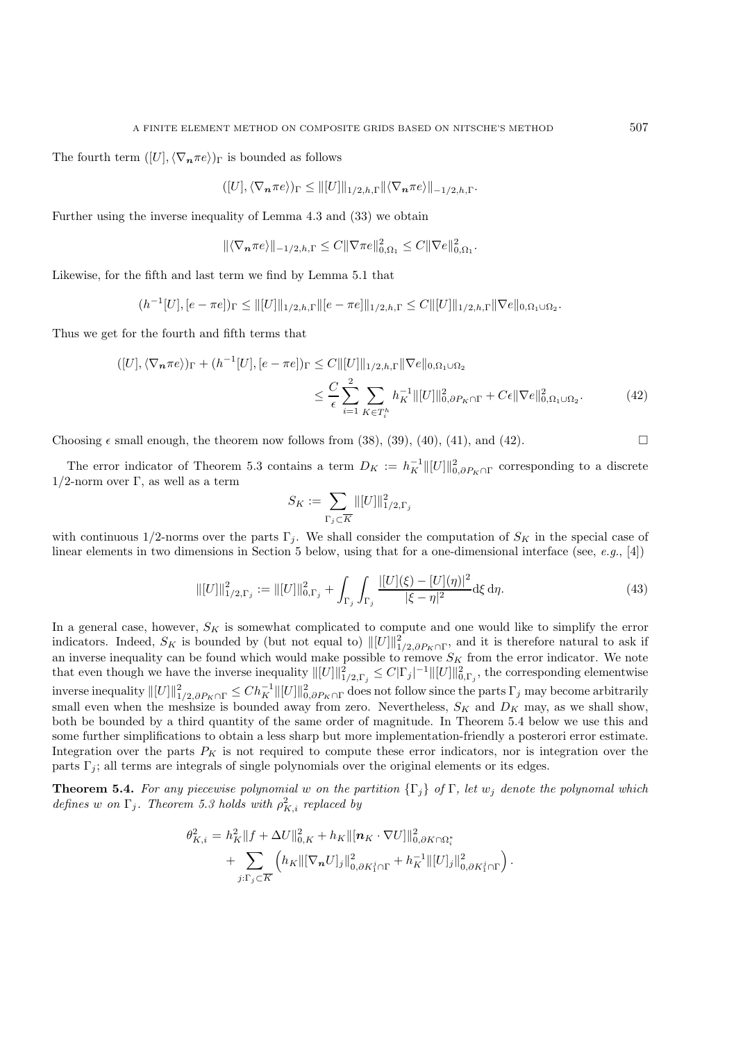The fourth term $([U], \langle \nabla_{\boldsymbol{n}} \pi e \rangle)_\Gamma$ is bounded as follows

$$([U], \langle \nabla_{\boldsymbol{n}} \pi e \rangle)_\Gamma \leq \|[U]\|_{1/2,h,\Gamma} \|\langle \nabla_{\boldsymbol{n}} \pi e \rangle\|_{-1/2,h,\Gamma}.$$

Further using the inverse inequality of Lemma 4.3 and (33) we obtain

$$\|\langle \nabla_{\boldsymbol{n}} \pi e \rangle\|_{-1/2,h,\Gamma} \leq C \|\nabla \pi e\|^2_{0,\Omega_1} \leq C \|\nabla e\|^2_{0,\Omega_1}.$$

Likewise, for the fifth and last term we find by Lemma 5.1 that

$$(h^{-1}[U], [e - \pi e])_\Gamma \leq \|[U]\|_{1/2,h,\Gamma} \|[e - \pi e]\|_{1/2,h,\Gamma} \leq C \|[U]\|_{1/2,h,\Gamma} \|\nabla e\|_{0,\Omega_1 \cup \Omega_2}.$$

Thus we get for the fourth and fifth terms that

$$\begin{aligned}
([U], \langle \nabla_{\boldsymbol{n}} \pi e \rangle)_\Gamma + (h^{-1}[U], [e - \pi e])_\Gamma &\leq C \|[U]\|_{1/2,h,\Gamma} \|\nabla e\|_{0,\Omega_1 \cup \Omega_2} \\
&\leq \frac{C}{\epsilon} \sum_{i=1}^{2} \sum_{K \in T_i^h} h_K^{-1} \|[U]\|^2_{0,\partial P_K \cap \Gamma} + C\epsilon \|\nabla e\|^2_{0,\Omega_1 \cup \Omega_2}. \qquad (42)
\end{aligned}$$

Choosing $\epsilon$ small enough, the theorem now follows from (38), (39), (40), (41), and (42). $\square$

The error indicator of Theorem 5.3 contains a term $D_K := h_K^{-1} \|[U]\|^2_{0,\partial P_K \cap \Gamma}$ corresponding to a discrete $1/2$-norm over $\Gamma$, as well as a term

$$S_K := \sum_{\Gamma_j \subset \overline{K}} \|[U]\|^2_{1/2,\Gamma_j}$$

with continuous $1/2$-norms over the parts $\Gamma_j$. We shall consider the computation of $S_K$ in the special case of linear elements in two dimensions in Section 5 below, using that for a one-dimensional interface (see, *e.g.*, [4])

$$\|[U]\|^2_{1/2,\Gamma_j} := \|[U]\|^2_{0,\Gamma_j} + \int_{\Gamma_j} \int_{\Gamma_j} \frac{|[U](\xi) - [U](\eta)|^2}{|\xi - \eta|^2} \mathrm{d}\xi \, \mathrm{d}\eta. \qquad (43)$$

In a general case, however, $S_K$ is somewhat complicated to compute and one would like to simplify the error indicators. Indeed, $S_K$ is bounded by (but not equal to) $\|[U]\|^2_{1/2,\partial P_K \cap \Gamma}$, and it is therefore natural to ask if an inverse inequality can be found which would make possible to remove $S_K$ from the error indicator. We note that even though we have the inverse inequality $\|[U]\|^2_{1/2,\Gamma_j} \leq C |\Gamma_j|^{-1} \|[U]\|^2_{0,\Gamma_j}$, the corresponding elementwise inverse inequality $\|[U]\|^2_{1/2,\partial P_K \cap \Gamma} \leq C h_K^{-1} \|[U]\|^2_{0,\partial P_K \cap \Gamma}$ does not follow since the parts $\Gamma_j$ may become arbitrarily small even when the meshsize is bounded away from zero. Nevertheless, $S_K$ and $D_K$ may, as we shall show, both be bounded by a third quantity of the same order of magnitude. In Theorem 5.4 below we use this and some further simplifications to obtain a less sharp but more implementation-friendly a posterori error estimate. Integration over the parts $P_K$ is not required to compute these error indicators, nor is integration over the parts $\Gamma_j$; all terms are integrals of single polynomials over the original elements or its edges.

**Theorem 5.4.** *For any piecewise polynomial $w$ on the partition $\{\Gamma_j\}$ of $\Gamma$, let $w_j$ denote the polynomal which defines $w$ on $\Gamma_j$. Theorem 5.3 holds with $\rho^2_{K,i}$ replaced by*

$$\begin{aligned}
\theta^2_{K,i} &= h_K^2 \|f + \Delta U\|^2_{0,K} + h_K \|[\boldsymbol{n}_K \cdot \nabla U]\|^2_{0,\partial K \cap \Omega_i^*} \\
&\quad + \sum_{j : \Gamma_j \subset \overline{K}} \left( h_K \|[\nabla_{\boldsymbol{n}} U]_j\|^2_{0,\partial K_1^j \cap \Gamma} + h_K^{-1} \|[U]_j\|^2_{0,\partial K_1^j \cap \Gamma} \right).
\end{aligned}$$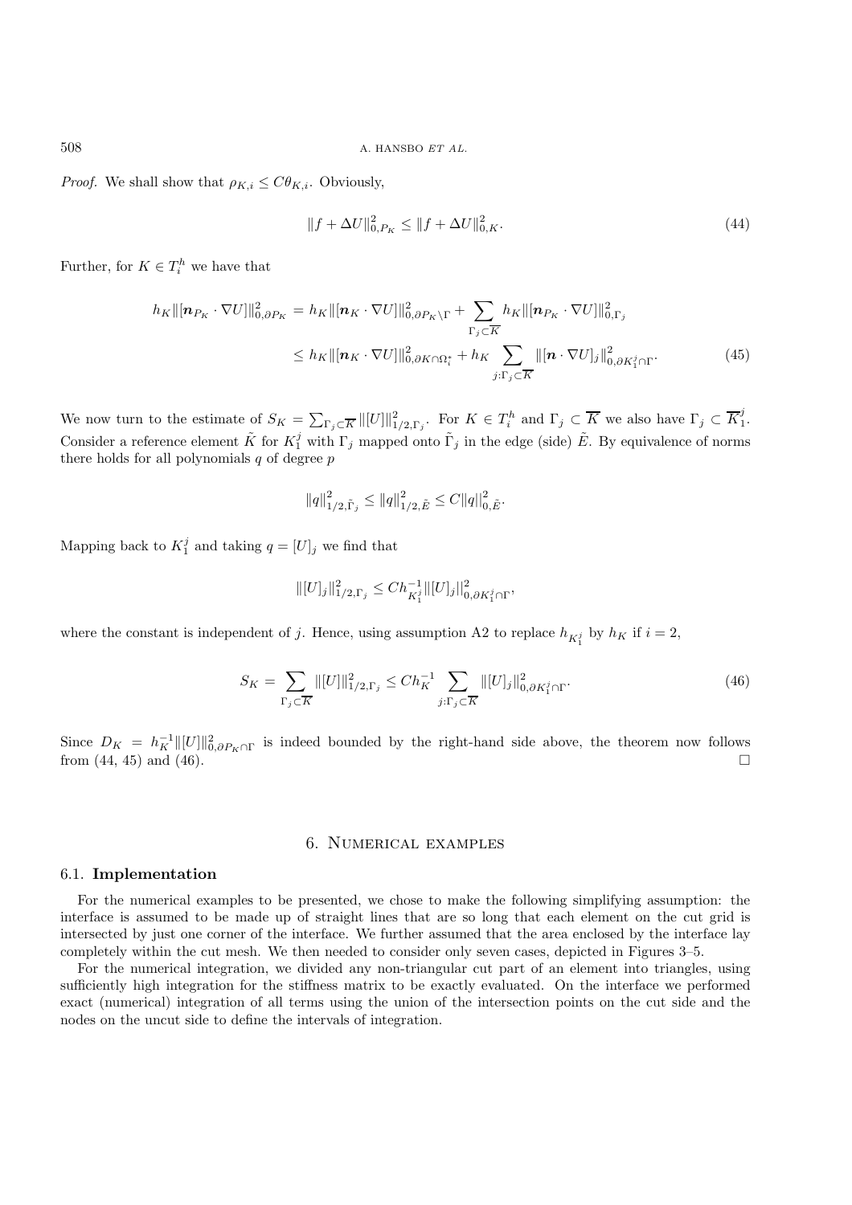*Proof.* We shall show that $\rho_{K,i} \le C\theta_{K,i}$. Obviously,

$$\|f + \Delta U\|^2_{0,P_K} \le \|f + \Delta U\|^2_{0,K}. \tag{44}$$

Further, for $K \in T_i^h$ we have that

$$\begin{aligned} h_K \|[\boldsymbol{n}_{P_K} \cdot \nabla U]\|^2_{0,\partial P_K} &= h_K \|[\boldsymbol{n}_K \cdot \nabla U]\|^2_{0,\partial P_K \setminus \Gamma} + \sum_{\Gamma_j \subset \overline{K}} h_K \|[\boldsymbol{n}_{P_K} \cdot \nabla U]\|^2_{0,\Gamma_j} \\ &\le h_K \|[\boldsymbol{n}_K \cdot \nabla U]\|^2_{0,\partial K \cap \Omega_i^*} + h_K \sum_{j:\Gamma_j \subset \overline{K}} \|[\boldsymbol{n} \cdot \nabla U]_j\|^2_{0,\partial K_1^j \cap \Gamma}. \end{aligned} \tag{45}$$

We now turn to the estimate of $S_K = \sum_{\Gamma_j \subset \overline{K}} \|[U]\|^2_{1/2,\Gamma_j}$. For $K \in T_i^h$ and $\Gamma_j \subset \overline{K}$ we also have $\Gamma_j \subset \overline{K}_1^j$. Consider a reference element $\tilde{K}$ for $K_1^j$ with $\Gamma_j$ mapped onto $\tilde{\Gamma}_j$ in the edge (side) $\tilde{E}$. By equivalence of norms there holds for all polynomials $q$ of degree $p$

$$\|q\|^2_{1/2,\tilde{\Gamma}_j} \le \|q\|^2_{1/2,\tilde{E}} \le C\|q\|^2_{0,\tilde{E}}.$$

Mapping back to $K_1^j$ and taking $q = [U]_j$ we find that

$$\|[U]_j\|^2_{1/2,\Gamma_j} \le C h^{-1}_{K_1^j} \|[U]_j\|^2_{0,\partial K_1^j \cap \Gamma},$$

where the constant is independent of $j$. Hence, using assumption A2 to replace $h_{K_1^j}$ by $h_K$ if $i = 2$,

$$S_K = \sum_{\Gamma_j \subset \overline{K}} \|[U]\|^2_{1/2,\Gamma_j} \le C h_K^{-1} \sum_{j:\Gamma_j \subset \overline{K}} \|[U]_j\|^2_{0,\partial K_1^j \cap \Gamma}. \tag{46}$$

Since $D_K = h_K^{-1} \|[U]\|^2_{0,\partial P_K \cap \Gamma}$ is indeed bounded by the right-hand side above, the theorem now follows from (44, 45) and (46). $\square$

## 6. Numerical examples

### 6.1. Implementation

For the numerical examples to be presented, we chose to make the following simplifying assumption: the interface is assumed to be made up of straight lines that are so long that each element on the cut grid is intersected by just one corner of the interface. We further assumed that the area enclosed by the interface lay completely within the cut mesh. We then needed to consider only seven cases, depicted in Figures 3–5.

For the numerical integration, we divided any non-triangular cut part of an element into triangles, using sufficiently high integration for the stiffness matrix to be exactly evaluated. On the interface we performed exact (numerical) integration of all terms using the union of the intersection points on the cut side and the nodes on the uncut side to define the intervals of integration.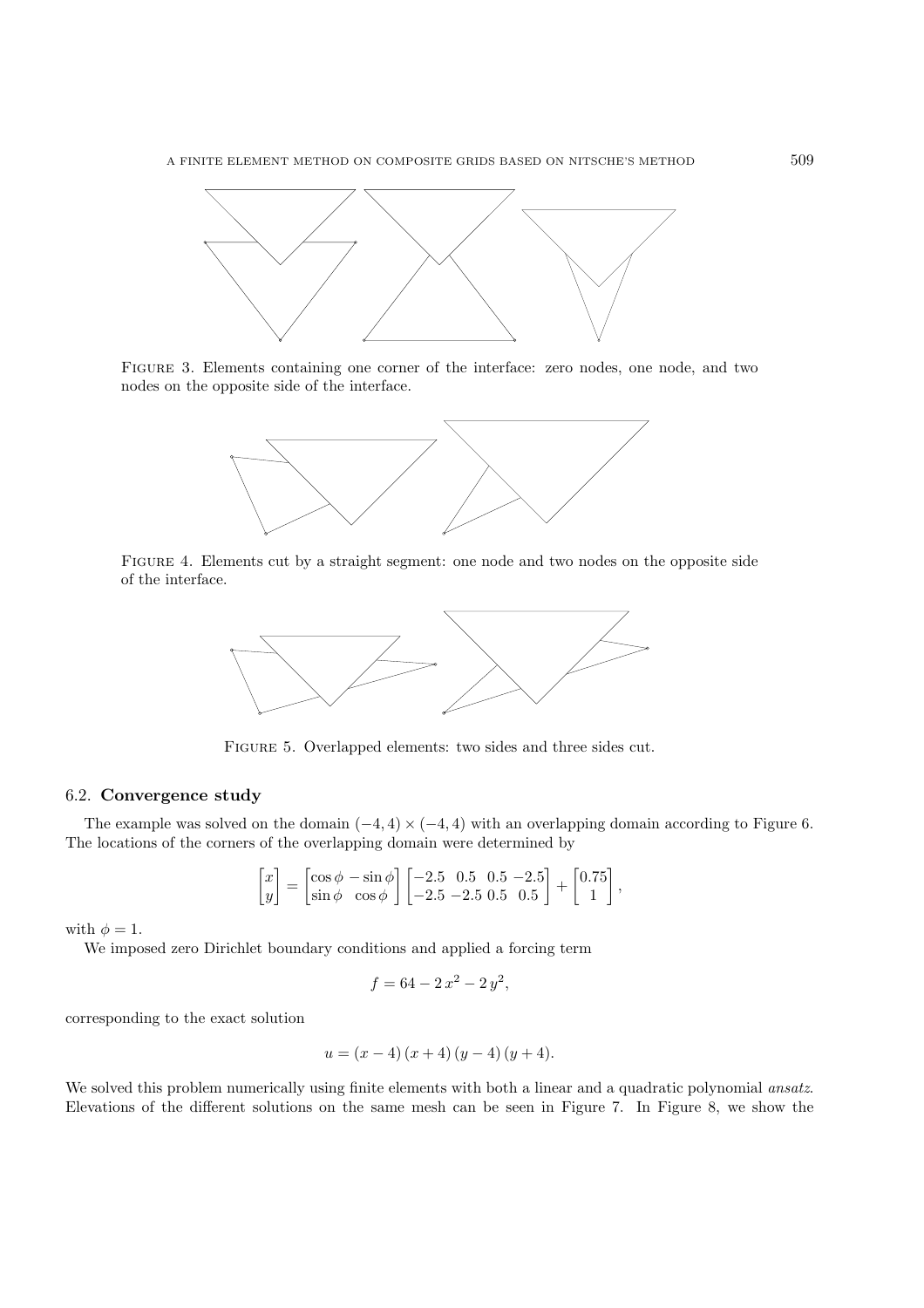Figure 3. Elements containing one corner of the interface: zero nodes, one node, and two nodes on the opposite side of the interface.

Figure 4. Elements cut by a straight segment: one node and two nodes on the opposite side of the interface.

Figure 5. Overlapped elements: two sides and three sides cut.

### 6.2. **Convergence study**

The example was solved on the domain $(-4, 4) \times (-4, 4)$ with an overlapping domain according to Figure 6. The locations of the corners of the overlapping domain were determined by

$$\begin{bmatrix} x \\ y \end{bmatrix} = \begin{bmatrix} \cos\phi & -\sin\phi \\ \sin\phi & \cos\phi \end{bmatrix} \begin{bmatrix} -2.5 & 0.5 & 0.5 & -2.5 \\ -2.5 & -2.5 & 0.5 & 0.5 \end{bmatrix} + \begin{bmatrix} 0.75 \\ 1 \end{bmatrix},$$

with $\phi = 1$.

We imposed zero Dirichlet boundary conditions and applied a forcing term

$$f = 64 - 2\,x^2 - 2\,y^2,$$

corresponding to the exact solution

$$u = (x - 4)\,(x + 4)\,(y - 4)\,(y + 4).$$

We solved this problem numerically using finite elements with both a linear and a quadratic polynomial *ansatz*. Elevations of the different solutions on the same mesh can be seen in Figure 7. In Figure 8, we show the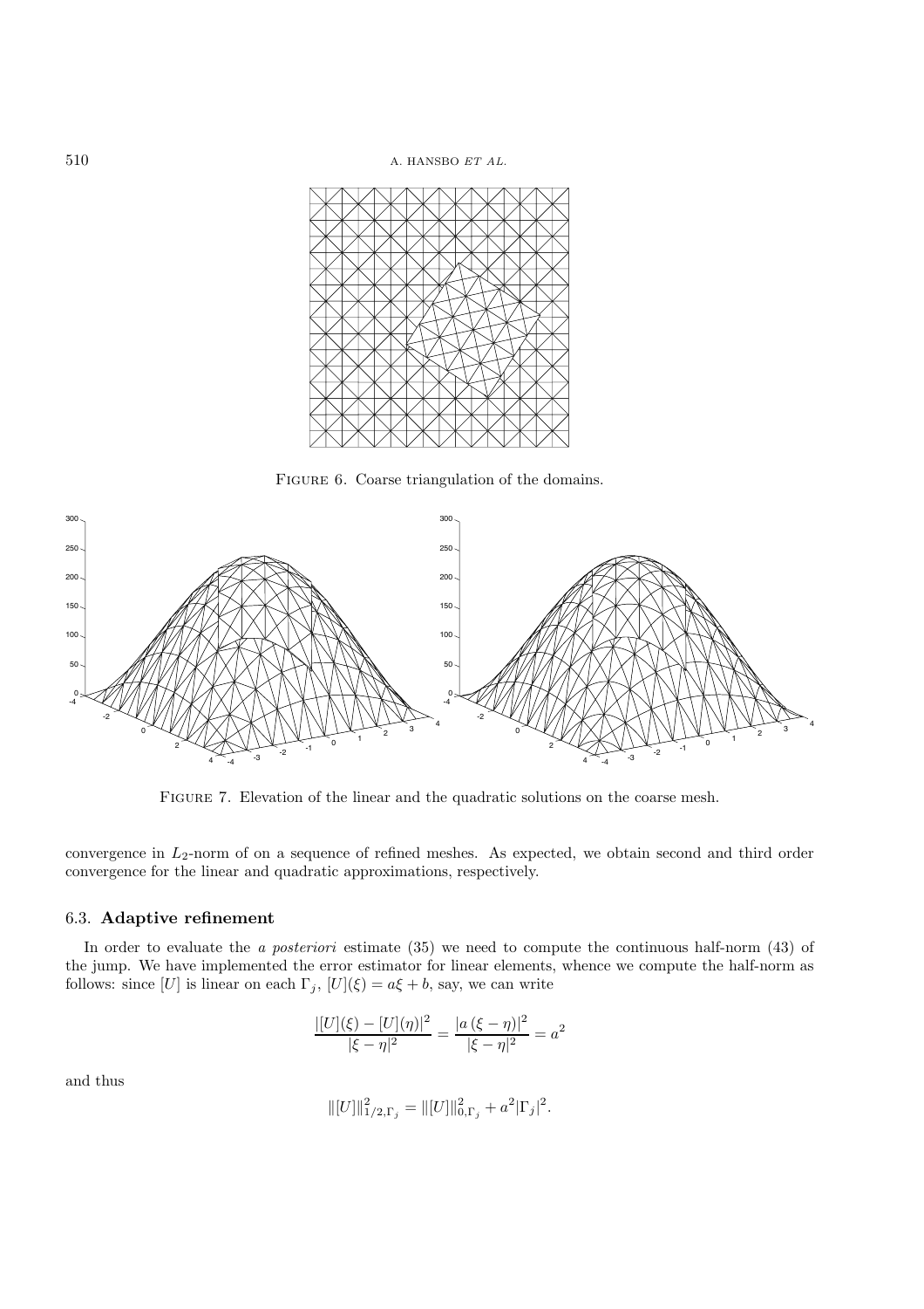FIGURE 6. Coarse triangulation of the domains.

FIGURE 7. Elevation of the linear and the quadratic solutions on the coarse mesh.

convergence in $L_2$-norm of on a sequence of refined meshes. As expected, we obtain second and third order convergence for the linear and quadratic approximations, respectively.

### 6.3. Adaptive refinement

In order to evaluate the *a posteriori* estimate (35) we need to compute the continuous half-norm (43) of the jump. We have implemented the error estimator for linear elements, whence we compute the half-norm as follows: since $[U]$ is linear on each $\Gamma_j$, $[U](\xi) = a\xi + b$, say, we can write

$$\frac{|[U](\xi) - [U](\eta)|^2}{|\xi - \eta|^2} = \frac{|a\,(\xi - \eta)|^2}{|\xi - \eta|^2} = a^2$$

and thus

$$\|[U]\|_{1/2,\Gamma_j}^2 = \|[U]\|_{0,\Gamma_j}^2 + a^2|\Gamma_j|^2.$$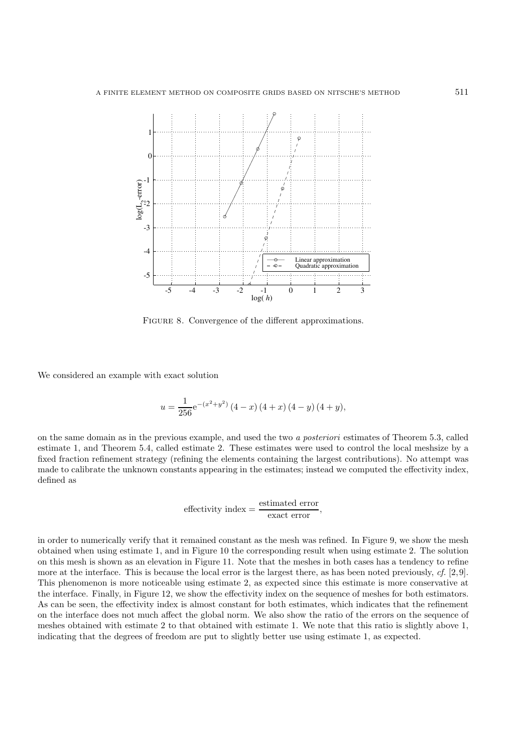Figure 8. Convergence of the different approximations.

We considered an example with exact solution

$$u = \frac{1}{256} e^{-(x^2+y^2)} (4-x)(4+x)(4-y)(4+y),$$

on the same domain as in the previous example, and used the two *a posteriori* estimates of Theorem 5.3, called estimate 1, and Theorem 5.4, called estimate 2. These estimates were used to control the local meshsize by a fixed fraction refinement strategy (refining the elements containing the largest contributions). No attempt was made to calibrate the unknown constants appearing in the estimates; instead we computed the effectivity index, defined as

$$\text{effectivity index} = \frac{\text{estimated error}}{\text{exact error}},$$

in order to numerically verify that it remained constant as the mesh was refined. In Figure 9, we show the mesh obtained when using estimate 1, and in Figure 10 the corresponding result when using estimate 2. The solution on this mesh is shown as an elevation in Figure 11. Note that the meshes in both cases has a tendency to refine more at the interface. This is because the local error is the largest there, as has been noted previously, *cf.* [2,9]. This phenomenon is more noticeable using estimate 2, as expected since this estimate is more conservative at the interface. Finally, in Figure 12, we show the effectivity index on the sequence of meshes for both estimators. As can be seen, the effectivity index is almost constant for both estimates, which indicates that the refinement on the interface does not much affect the global norm. We also show the ratio of the errors on the sequence of meshes obtained with estimate 2 to that obtained with estimate 1. We note that this ratio is slightly above 1, indicating that the degrees of freedom are put to slightly better use using estimate 1, as expected.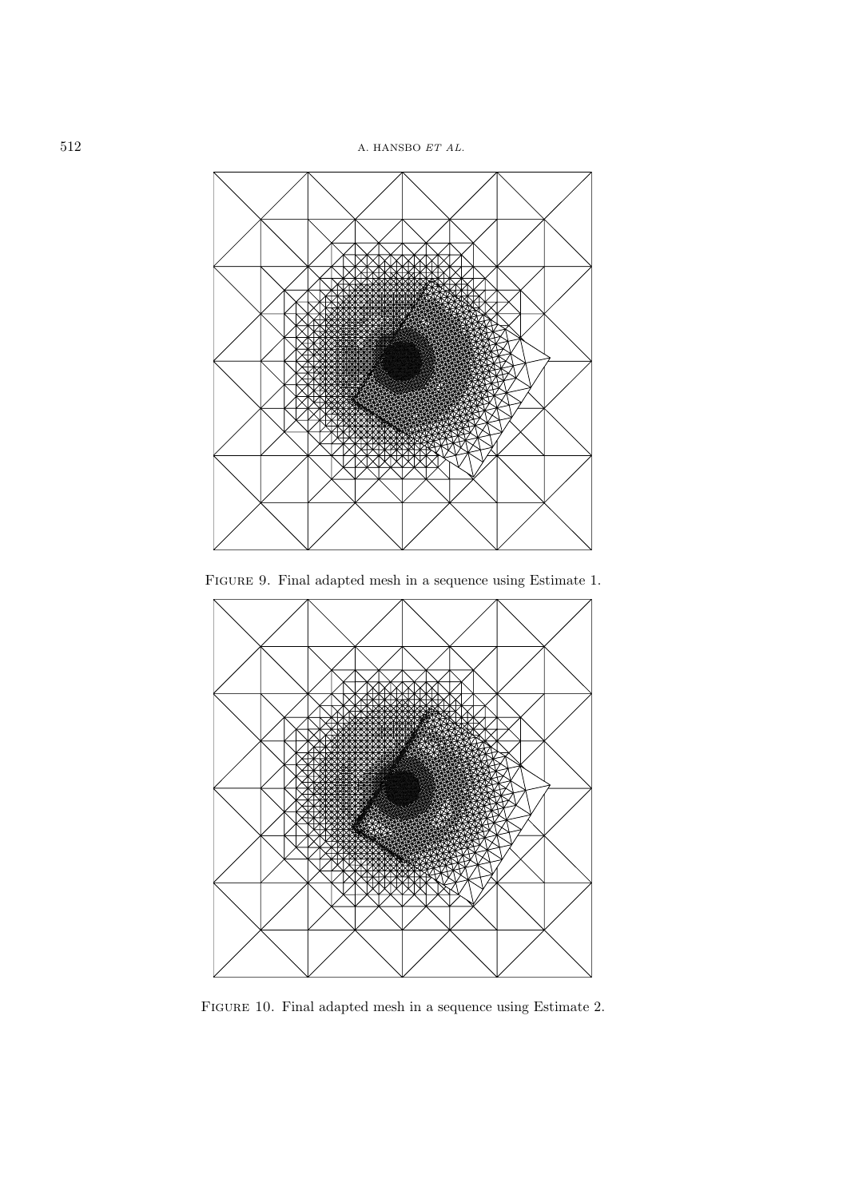Figure 9. Final adapted mesh in a sequence using Estimate 1.

Figure 10. Final adapted mesh in a sequence using Estimate 2.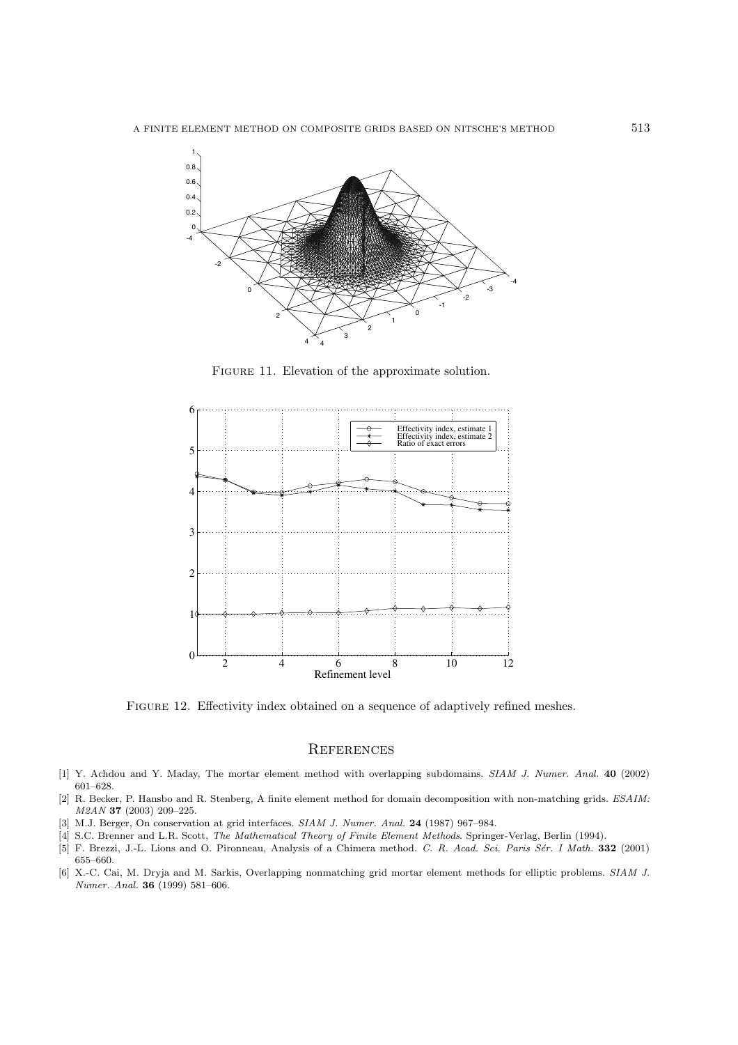Figure 11. Elevation of the approximate solution.

Figure 12. Effectivity index obtained on a sequence of adaptively refined meshes.

## References

[1] Y. Achdou and Y. Maday, The mortar element method with overlapping subdomains. *SIAM J. Numer. Anal.* **40** (2002) 601–628.

[2] R. Becker, P. Hansbo and R. Stenberg, A finite element method for domain decomposition with non-matching grids. *ESAIM: M2AN* **37** (2003) 209–225.

[3] M.J. Berger, On conservation at grid interfaces. *SIAM J. Numer. Anal.* **24** (1987) 967–984.

[4] S.C. Brenner and L.R. Scott, *The Mathematical Theory of Finite Element Methods*. Springer-Verlag, Berlin (1994).

[5] F. Brezzi, J.-L. Lions and O. Pironneau, Analysis of a Chimera method. *C. R. Acad. Sci. Paris Sér. I Math.* **332** (2001) 655–660.

[6] X.-C. Cai, M. Dryja and M. Sarkis, Overlapping nonmatching grid mortar element methods for elliptic problems. *SIAM J. Numer. Anal.* **36** (1999) 581–606.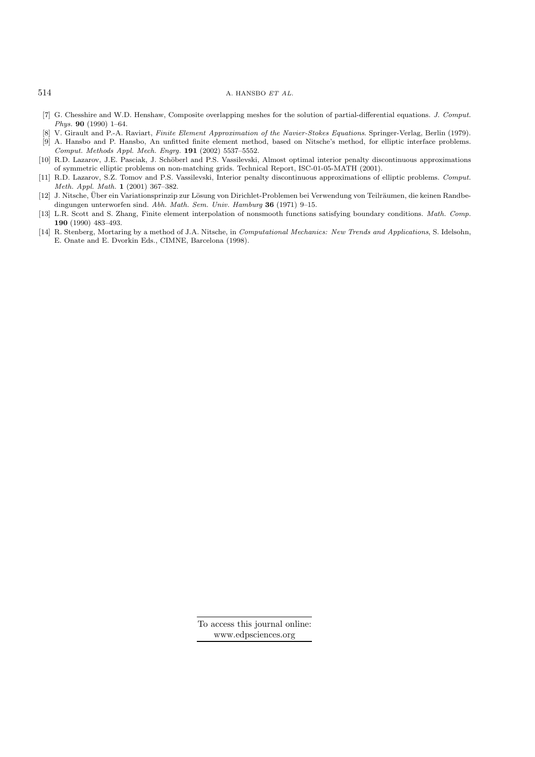[7] G. Chesshire and W.D. Henshaw, Composite overlapping meshes for the solution of partial-differential equations. *J. Comput. Phys.* **90** (1990) 1–64.

[8] V. Girault and P.-A. Raviart, *Finite Element Approximation of the Navier-Stokes Equations*. Springer-Verlag, Berlin (1979).

[9] A. Hansbo and P. Hansbo, An unfitted finite element method, based on Nitsche's method, for elliptic interface problems. *Comput. Methods Appl. Mech. Engrg.* **191** (2002) 5537–5552.

[10] R.D. Lazarov, J.E. Pasciak, J. Schöberl and P.S. Vassilevski, Almost optimal interior penalty discontinuous approximations of symmetric elliptic problems on non-matching grids. Technical Report, ISC-01-05-MATH (2001).

[11] R.D. Lazarov, S.Z. Tomov and P.S. Vassilevski, Interior penalty discontinuous approximations of elliptic problems. *Comput. Meth. Appl. Math.* **1** (2001) 367–382.

[12] J. Nitsche, Über ein Variationsprinzip zur Lösung von Dirichlet-Problemen bei Verwendung von Teilräumen, die keinen Randbedingungen unterworfen sind. *Abh. Math. Sem. Univ. Hamburg* **36** (1971) 9–15.

[13] L.R. Scott and S. Zhang, Finite element interpolation of nonsmooth functions satisfying boundary conditions. *Math. Comp.* **190** (1990) 483–493.

[14] R. Stenberg, Mortaring by a method of J.A. Nitsche, in *Computational Mechanics: New Trends and Applications*, S. Idelsohn, E. Onate and E. Dvorkin Eds., CIMNE, Barcelona (1998).

To access this journal online:
www.edpsciences.org